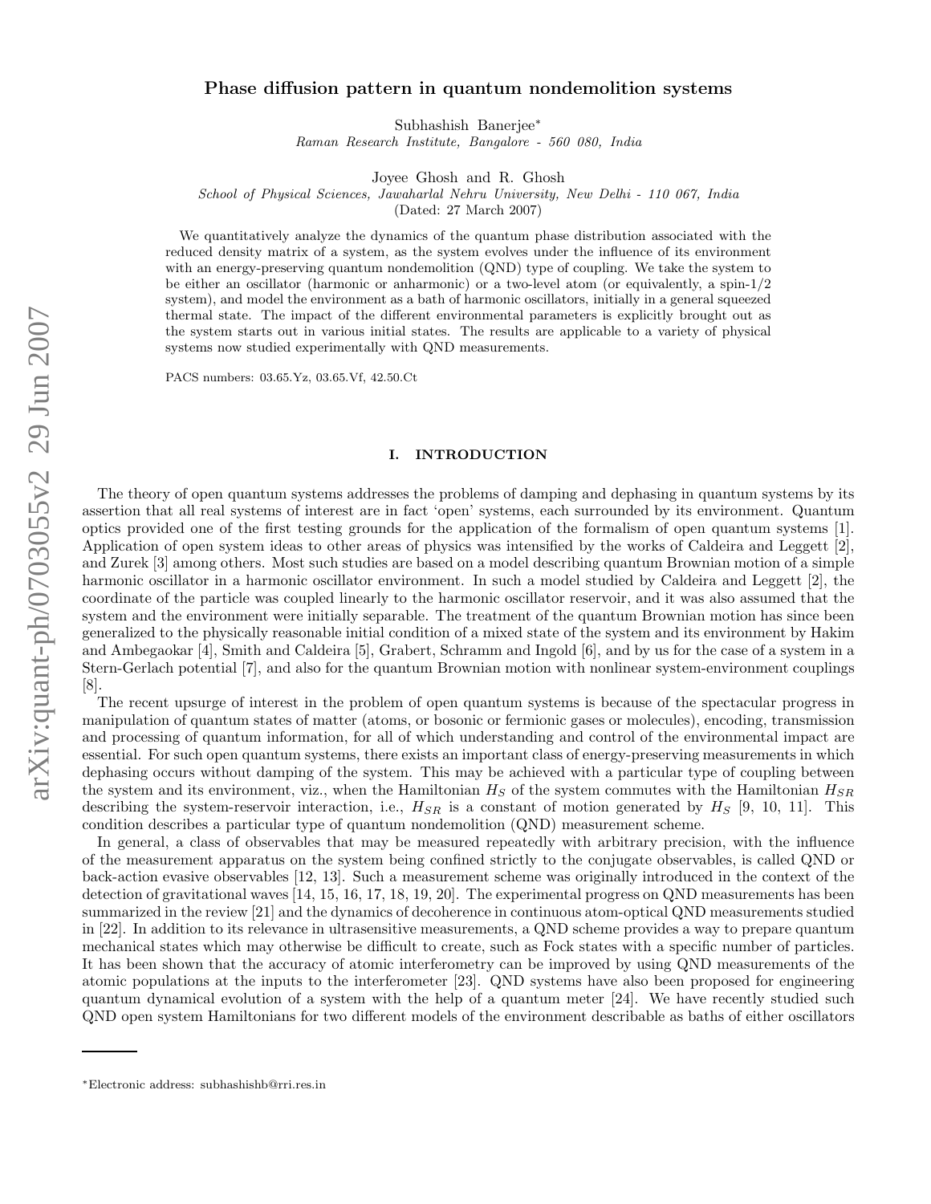# Phase diffusion pattern in quantum nondemolition systems

Subhashish Banerjee[*]
*Raman Research Institute, Bangalore - 560 080, India*

Joyee Ghosh and R. Ghosh
*School of Physical Sciences, Jawaharlal Nehru University, New Delhi - 110 067, India*
(Dated: 27 March 2007)

We quantitatively analyze the dynamics of the quantum phase distribution associated with the reduced density matrix of a system, as the system evolves under the influence of its environment with an energy-preserving quantum nondemolition (QND) type of coupling. We take the system to be either an oscillator (harmonic or anharmonic) or a two-level atom (or equivalently, a spin-1/2 system), and model the environment as a bath of harmonic oscillators, initially in a general squeezed thermal state. The impact of the different environmental parameters is explicitly brought out as the system starts out in various initial states. The results are applicable to a variety of physical systems now studied experimentally with QND measurements.

PACS numbers: 03.65.Yz, 03.65.Vf, 42.50.Ct

## I. INTRODUCTION

The theory of open quantum systems addresses the problems of damping and dephasing in quantum systems by its assertion that all real systems of interest are in fact 'open' systems, each surrounded by its environment. Quantum optics provided one of the first testing grounds for the application of the formalism of open quantum systems [1]. Application of open system ideas to other areas of physics was intensified by the works of Caldeira and Leggett [2], and Zurek [3] among others. Most such studies are based on a model describing quantum Brownian motion of a simple harmonic oscillator in a harmonic oscillator environment. In such a model studied by Caldeira and Leggett [2], the coordinate of the particle was coupled linearly to the harmonic oscillator reservoir, and it was also assumed that the system and the environment were initially separable. The treatment of the quantum Brownian motion has since been generalized to the physically reasonable initial condition of a mixed state of the system and its environment by Hakim and Ambegaokar [4], Smith and Caldeira [5], Grabert, Schramm and Ingold [6], and by us for the case of a system in a Stern-Gerlach potential [7], and also for the quantum Brownian motion with nonlinear system-environment couplings [8].

The recent upsurge of interest in the problem of open quantum systems is because of the spectacular progress in manipulation of quantum states of matter (atoms, or bosonic or fermionic gases or molecules), encoding, transmission and processing of quantum information, for all of which understanding and control of the environmental impact are essential. For such open quantum systems, there exists an important class of energy-preserving measurements in which dephasing occurs without damping of the system. This may be achieved with a particular type of coupling between the system and its environment, viz., when the Hamiltonian $H_S$ of the system commutes with the Hamiltonian $H_{SR}$ describing the system-reservoir interaction, i.e., $H_{SR}$ is a constant of motion generated by $H_S$ [9, 10, 11]. This condition describes a particular type of quantum nondemolition (QND) measurement scheme.

In general, a class of observables that may be measured repeatedly with arbitrary precision, with the influence of the measurement apparatus on the system being confined strictly to the conjugate observables, is called QND or back-action evasive observables [12, 13]. Such a measurement scheme was originally introduced in the context of the detection of gravitational waves [14, 15, 16, 17, 18, 19, 20]. The experimental progress on QND measurements has been summarized in the review [21] and the dynamics of decoherence in continuous atom-optical QND measurements studied in [22]. In addition to its relevance in ultrasensitive measurements, a QND scheme provides a way to prepare quantum mechanical states which may otherwise be difficult to create, such as Fock states with a specific number of particles. It has been shown that the accuracy of atomic interferometry can be improved by using QND measurements of the atomic populations at the inputs to the interferometer [23]. QND systems have also been proposed for engineering quantum dynamical evolution of a system with the help of a quantum meter [24]. We have recently studied such QND open system Hamiltonians for two different models of the environment describable as baths of either oscillators

[*]Electronic address: subhashishb@rri.res.in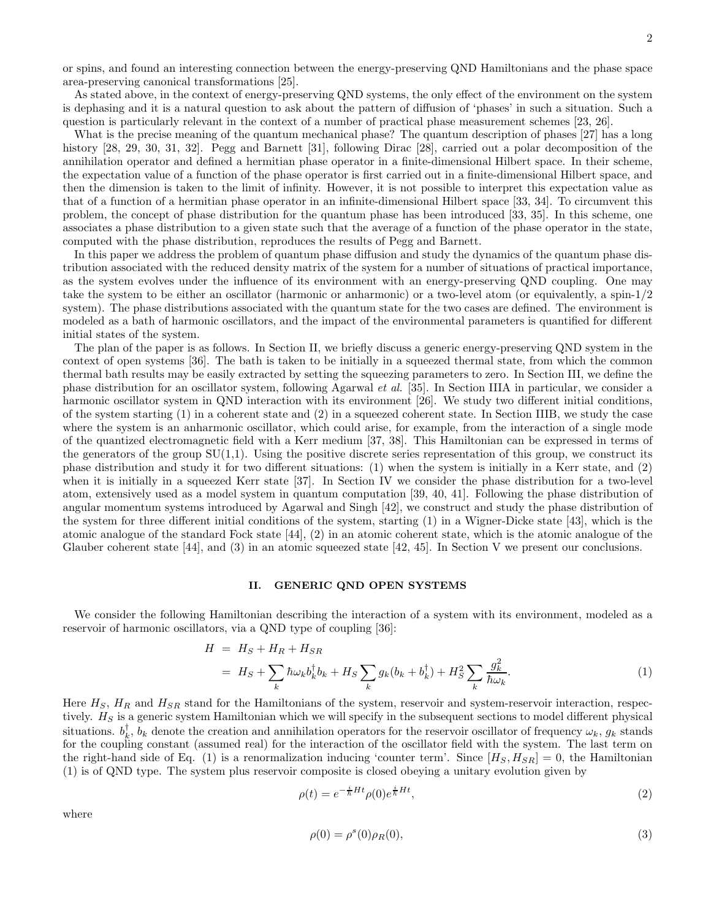or spins, and found an interesting connection between the energy-preserving QND Hamiltonians and the phase space area-preserving canonical transformations [25].

As stated above, in the context of energy-preserving QND systems, the only effect of the environment on the system is dephasing and it is a natural question to ask about the pattern of diffusion of 'phases' in such a situation. Such a question is particularly relevant in the context of a number of practical phase measurement schemes [23, 26].

What is the precise meaning of the quantum mechanical phase? The quantum description of phases [27] has a long history [28, 29, 30, 31, 32]. Pegg and Barnett [31], following Dirac [28], carried out a polar decomposition of the annihilation operator and defined a hermitian phase operator in a finite-dimensional Hilbert space. In their scheme, the expectation value of a function of the phase operator is first carried out in a finite-dimensional Hilbert space, and then the dimension is taken to the limit of infinity. However, it is not possible to interpret this expectation value as that of a function of a hermitian phase operator in an infinite-dimensional Hilbert space [33, 34]. To circumvent this problem, the concept of phase distribution for the quantum phase has been introduced [33, 35]. In this scheme, one associates a phase distribution to a given state such that the average of a function of the phase operator in the state, computed with the phase distribution, reproduces the results of Pegg and Barnett.

In this paper we address the problem of quantum phase diffusion and study the dynamics of the quantum phase distribution associated with the reduced density matrix of the system for a number of situations of practical importance, as the system evolves under the influence of its environment with an energy-preserving QND coupling. One may take the system to be either an oscillator (harmonic or anharmonic) or a two-level atom (or equivalently, a spin-1/2 system). The phase distributions associated with the quantum state for the two cases are defined. The environment is modeled as a bath of harmonic oscillators, and the impact of the environmental parameters is quantified for different initial states of the system.

The plan of the paper is as follows. In Section II, we briefly discuss a generic energy-preserving QND system in the context of open systems [36]. The bath is taken to be initially in a squeezed thermal state, from which the common thermal bath results may be easily extracted by setting the squeezing parameters to zero. In Section III, we define the phase distribution for an oscillator system, following Agarwal *et al.* [35]. In Section IIIA in particular, we consider a harmonic oscillator system in QND interaction with its environment [26]. We study two different initial conditions, of the system starting (1) in a coherent state and (2) in a squeezed coherent state. In Section IIIB, we study the case where the system is an anharmonic oscillator, which could arise, for example, from the interaction of a single mode of the quantized electromagnetic field with a Kerr medium [37, 38]. This Hamiltonian can be expressed in terms of the generators of the group SU(1,1). Using the positive discrete series representation of this group, we construct its phase distribution and study it for two different situations: (1) when the system is initially in a Kerr state, and (2) when it is initially in a squeezed Kerr state [37]. In Section IV we consider the phase distribution for a two-level atom, extensively used as a model system in quantum computation [39, 40, 41]. Following the phase distribution of angular momentum systems introduced by Agarwal and Singh [42], we construct and study the phase distribution of the system for three different initial conditions of the system, starting (1) in a Wigner-Dicke state [43], which is the atomic analogue of the standard Fock state [44], (2) in an atomic coherent state, which is the atomic analogue of the Glauber coherent state [44], and (3) in an atomic squeezed state [42, 45]. In Section V we present our conclusions.

## II. GENERIC QND OPEN SYSTEMS

We consider the following Hamiltonian describing the interaction of a system with its environment, modeled as a reservoir of harmonic oscillators, via a QND type of coupling [36]:

$$
\begin{aligned}
H &= H_S + H_R + H_{SR} \\
&= H_S + \sum_k \hbar\omega_k b_k^\dagger b_k + H_S \sum_k g_k (b_k + b_k^\dagger) + H_S^2 \sum_k \frac{g_k^2}{\hbar\omega_k}.
\end{aligned} \tag{1}
$$

Here $H_S$, $H_R$ and $H_{SR}$ stand for the Hamiltonians of the system, reservoir and system-reservoir interaction, respectively. $H_S$ is a generic system Hamiltonian which we will specify in the subsequent sections to model different physical situations. $b_k^\dagger$, $b_k$ denote the creation and annihilation operators for the reservoir oscillator of frequency $\omega_k$, $g_k$ stands for the coupling constant (assumed real) for the interaction of the oscillator field with the system. The last term on the right-hand side of Eq. (1) is a renormalization inducing 'counter term'. Since $[H_S, H_{SR}] = 0$, the Hamiltonian (1) is of QND type. The system plus reservoir composite is closed obeying a unitary evolution given by

$$
\rho(t) = e^{-\frac{i}{\hbar}Ht}\rho(0)e^{\frac{i}{\hbar}Ht}, \tag{2}
$$

where

$$
\rho(0) = \rho^s(0)\rho_R(0), \tag{3}
$$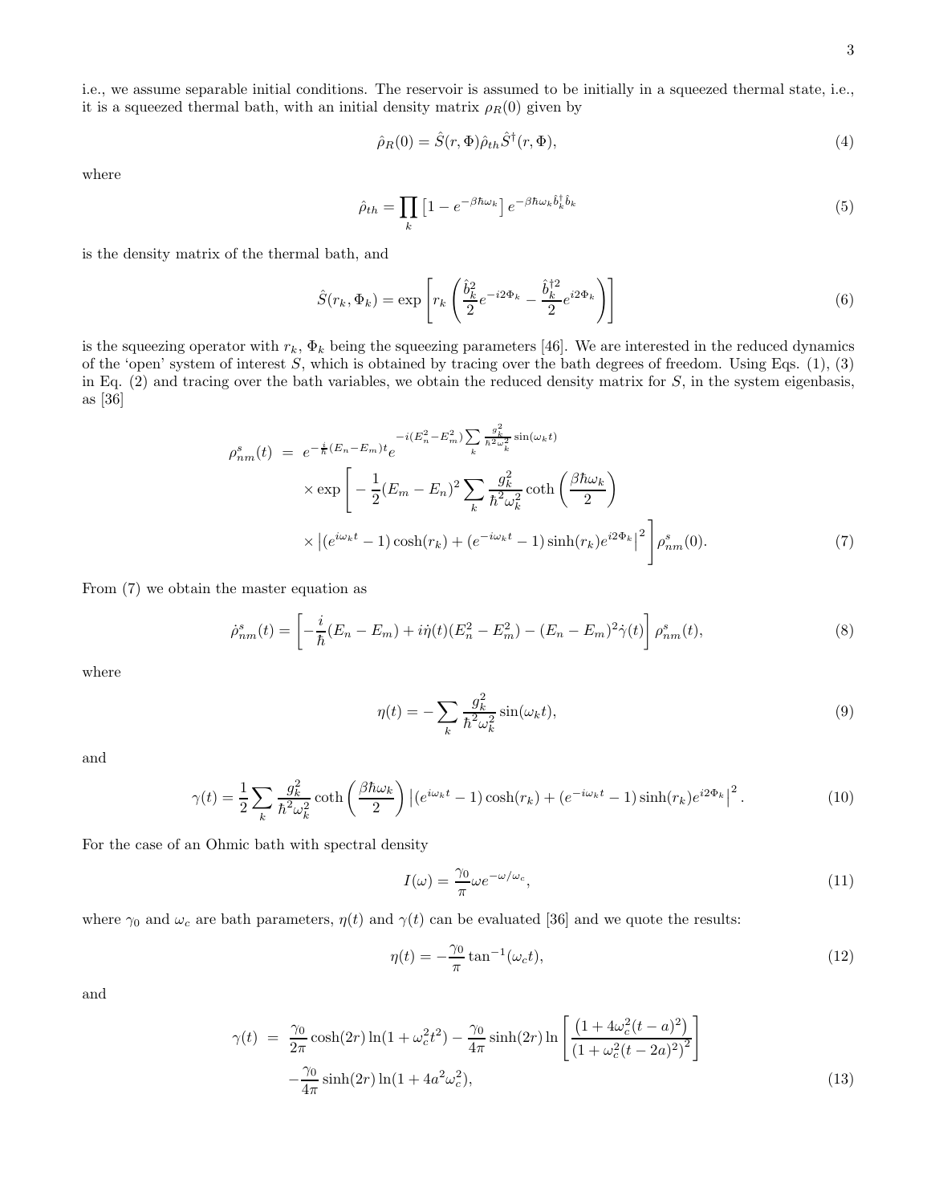i.e., we assume separable initial conditions. The reservoir is assumed to be initially in a squeezed thermal state, i.e., it is a squeezed thermal bath, with an initial density matrix $\rho_R(0)$ given by

$$\hat{\rho}_R(0) = \hat{S}(r,\Phi)\hat{\rho}_{th}\hat{S}^\dagger(r,\Phi), \tag{4}$$

where

$$\hat{\rho}_{th} = \prod_k \left[1 - e^{-\beta\hbar\omega_k}\right] e^{-\beta\hbar\omega_k \hat{b}_k^\dagger \hat{b}_k} \tag{5}$$

is the density matrix of the thermal bath, and

$$\hat{S}(r_k,\Phi_k) = \exp\left[r_k\left(\frac{\hat{b}_k^2}{2}e^{-i2\Phi_k} - \frac{\hat{b}_k^{\dagger 2}}{2}e^{i2\Phi_k}\right)\right] \tag{6}$$

is the squeezing operator with $r_k$, $\Phi_k$ being the squeezing parameters [46]. We are interested in the reduced dynamics of the 'open' system of interest $S$, which is obtained by tracing over the bath degrees of freedom. Using Eqs. (1), (3) in Eq. (2) and tracing over the bath variables, we obtain the reduced density matrix for $S$, in the system eigenbasis, as [36]

$$\begin{aligned}
\rho^s_{nm}(t) &= e^{-\frac{i}{\hbar}(E_n - E_m)t} e^{-i(E_n^2 - E_m^2)\sum\limits_k \frac{g_k^2}{\hbar^2\omega_k^2}\sin(\omega_k t)} \\
&\times \exp\Bigg[-\frac{1}{2}(E_m - E_n)^2 \sum_k \frac{g_k^2}{\hbar^2\omega_k^2}\coth\left(\frac{\beta\hbar\omega_k}{2}\right) \\
&\times \left|(e^{i\omega_k t} - 1)\cosh(r_k) + (e^{-i\omega_k t} - 1)\sinh(r_k)e^{i2\Phi_k}\right|^2\Bigg]\rho^s_{nm}(0).
\end{aligned} \tag{7}$$

From (7) we obtain the master equation as

$$\dot{\rho}^s_{nm}(t) = \left[-\frac{i}{\hbar}(E_n - E_m) + i\dot{\eta}(t)(E_n^2 - E_m^2) - (E_n - E_m)^2\dot{\gamma}(t)\right]\rho^s_{nm}(t), \tag{8}$$

where

$$\eta(t) = -\sum_k \frac{g_k^2}{\hbar^2\omega_k^2}\sin(\omega_k t), \tag{9}$$

and

$$\gamma(t) = \frac{1}{2}\sum_k \frac{g_k^2}{\hbar^2\omega_k^2}\coth\left(\frac{\beta\hbar\omega_k}{2}\right)\left|(e^{i\omega_k t} - 1)\cosh(r_k) + (e^{-i\omega_k t} - 1)\sinh(r_k)e^{i2\Phi_k}\right|^2. \tag{10}$$

For the case of an Ohmic bath with spectral density

$$I(\omega) = \frac{\gamma_0}{\pi}\omega e^{-\omega/\omega_c}, \tag{11}$$

where $\gamma_0$ and $\omega_c$ are bath parameters, $\eta(t)$ and $\gamma(t)$ can be evaluated [36] and we quote the results:

$$\eta(t) = -\frac{\gamma_0}{\pi}\tan^{-1}(\omega_c t), \tag{12}$$

and

$$\begin{aligned}
\gamma(t) &= \frac{\gamma_0}{2\pi}\cosh(2r)\ln(1 + \omega_c^2 t^2) - \frac{\gamma_0}{4\pi}\sinh(2r)\ln\left[\frac{\left(1 + 4\omega_c^2(t-a)^2\right)}{\left(1 + \omega_c^2(t-2a)^2\right)^2}\right] \\
&- \frac{\gamma_0}{4\pi}\sinh(2r)\ln(1 + 4a^2\omega_c^2),
\end{aligned} \tag{13}$$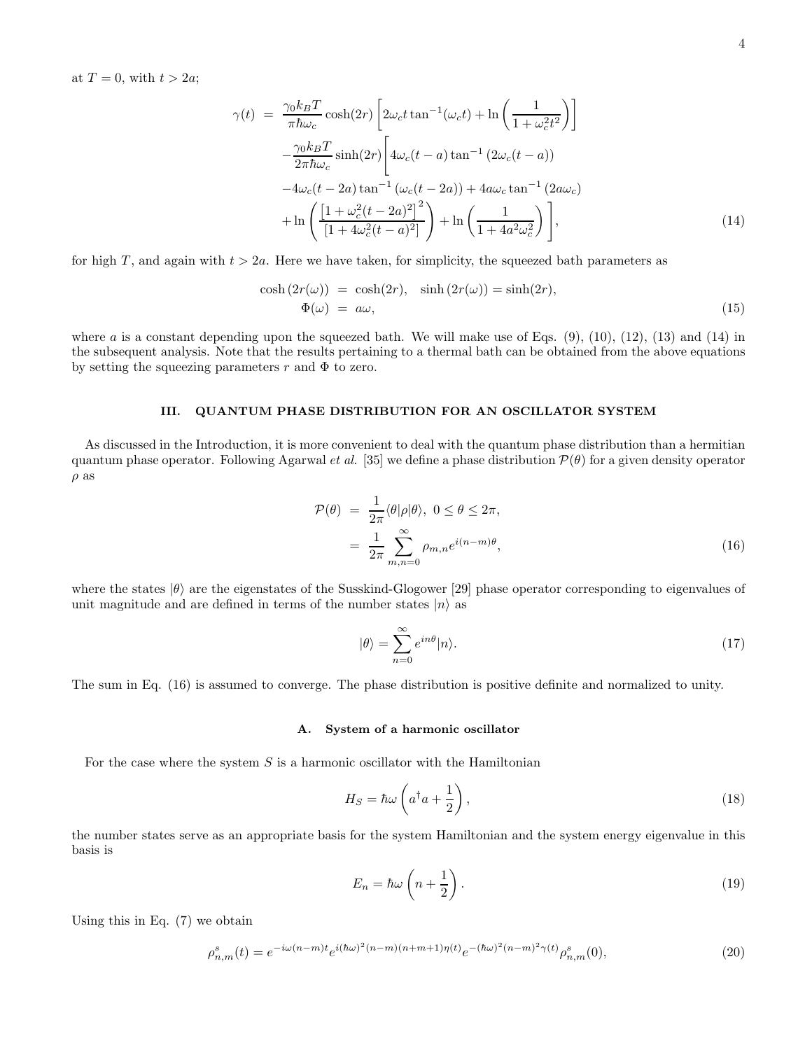at $T = 0$, with $t > 2a$;

$$
\begin{aligned}
\gamma(t) &= \frac{\gamma_0 k_B T}{\pi \hbar \omega_c} \cosh(2r) \left[ 2\omega_c t \tan^{-1}(\omega_c t) + \ln\left( \frac{1}{1+\omega_c^2 t^2} \right) \right] \\
&- \frac{\gamma_0 k_B T}{2\pi \hbar \omega_c} \sinh(2r) \Bigg[ 4\omega_c (t-a) \tan^{-1}\left(2\omega_c(t-a)\right) \\
&- 4\omega_c (t-2a) \tan^{-1}\left(\omega_c (t-2a)\right) + 4a\omega_c \tan^{-1}\left(2a\omega_c\right) \\
&+ \ln\left( \frac{\left[1+\omega_c^2 (t-2a)^2\right]^2}{\left[1+4\omega_c^2 (t-a)^2\right]} \right) + \ln\left( \frac{1}{1+4a^2\omega_c^2} \right) \Bigg], \qquad (14)
\end{aligned}
$$

for high $T$, and again with $t > 2a$. Here we have taken, for simplicity, the squeezed bath parameters as

$$
\begin{aligned}
\cosh\left(2r(\omega)\right) &= \cosh(2r), \quad \sinh\left(2r(\omega)\right) = \sinh(2r), \\
\Phi(\omega) &= a\omega, \qquad (15)
\end{aligned}
$$

where $a$ is a constant depending upon the squeezed bath. We will make use of Eqs. (9), (10), (12), (13) and (14) in the subsequent analysis. Note that the results pertaining to a thermal bath can be obtained from the above equations by setting the squeezing parameters $r$ and $\Phi$ to zero.

## III. QUANTUM PHASE DISTRIBUTION FOR AN OSCILLATOR SYSTEM

As discussed in the Introduction, it is more convenient to deal with the quantum phase distribution than a hermitian quantum phase operator. Following Agarwal *et al.* [35] we define a phase distribution $\mathcal{P}(\theta)$ for a given density operator $\rho$ as

$$
\begin{aligned}
\mathcal{P}(\theta) &= \frac{1}{2\pi} \langle \theta | \rho | \theta \rangle, \ 0 \le \theta \le 2\pi, \\
&= \frac{1}{2\pi} \sum_{m,n=0}^{\infty} \rho_{m,n} e^{i(n-m)\theta}, \qquad (16)
\end{aligned}
$$

where the states $|\theta\rangle$ are the eigenstates of the Susskind-Glogower [29] phase operator corresponding to eigenvalues of unit magnitude and are defined in terms of the number states $|n\rangle$ as

$$
|\theta\rangle = \sum_{n=0}^{\infty} e^{in\theta} |n\rangle. \qquad (17)
$$

The sum in Eq. (16) is assumed to converge. The phase distribution is positive definite and normalized to unity.

### A. System of a harmonic oscillator

For the case where the system $S$ is a harmonic oscillator with the Hamiltonian

$$
H_S = \hbar\omega \left( a^\dagger a + \frac{1}{2} \right), \qquad (18)
$$

the number states serve as an appropriate basis for the system Hamiltonian and the system energy eigenvalue in this basis is

$$
E_n = \hbar\omega \left( n + \frac{1}{2} \right). \qquad (19)
$$

Using this in Eq. (7) we obtain

$$
\rho^s_{n,m}(t) = e^{-i\omega(n-m)t} e^{i(\hbar\omega)^2 (n-m)(n+m+1)\eta(t)} e^{-(\hbar\omega)^2 (n-m)^2 \gamma(t)} \rho^s_{n,m}(0), \qquad (20)
$$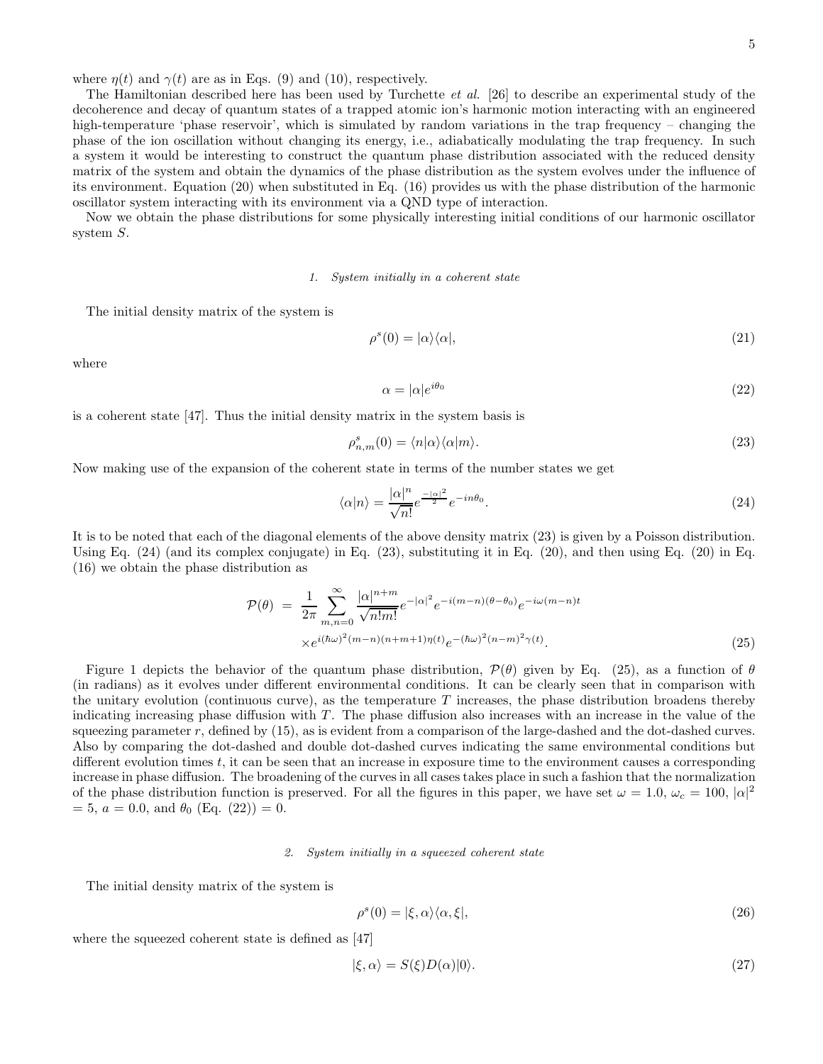where $\eta(t)$ and $\gamma(t)$ are as in Eqs. (9) and (10), respectively.

The Hamiltonian described here has been used by Turchette *et al.* [26] to describe an experimental study of the decoherence and decay of quantum states of a trapped atomic ion's harmonic motion interacting with an engineered high-temperature 'phase reservoir', which is simulated by random variations in the trap frequency – changing the phase of the ion oscillation without changing its energy, i.e., adiabatically modulating the trap frequency. In such a system it would be interesting to construct the quantum phase distribution associated with the reduced density matrix of the system and obtain the dynamics of the phase distribution as the system evolves under the influence of its environment. Equation (20) when substituted in Eq. (16) provides us with the phase distribution of the harmonic oscillator system interacting with its environment via a QND type of interaction.

Now we obtain the phase distributions for some physically interesting initial conditions of our harmonic oscillator system $S$.

#### 1. System initially in a coherent state

The initial density matrix of the system is

$$\rho^s(0) = |\alpha\rangle\langle\alpha|, \tag{21}$$

where

$$\alpha = |\alpha| e^{i\theta_0} \tag{22}$$

is a coherent state [47]. Thus the initial density matrix in the system basis is

$$\rho^s_{n,m}(0) = \langle n|\alpha\rangle\langle\alpha|m\rangle. \tag{23}$$

Now making use of the expansion of the coherent state in terms of the number states we get

$$\langle\alpha|n\rangle = \frac{|\alpha|^n}{\sqrt{n!}} e^{\frac{-|\alpha|^2}{2}} e^{-in\theta_0}. \tag{24}$$

It is to be noted that each of the diagonal elements of the above density matrix (23) is given by a Poisson distribution. Using Eq. (24) (and its complex conjugate) in Eq. (23), substituting it in Eq. (20), and then using Eq. (20) in Eq. (16) we obtain the phase distribution as

$$\begin{aligned}\mathcal{P}(\theta) &= \frac{1}{2\pi}\sum_{m,n=0}^{\infty} \frac{|\alpha|^{n+m}}{\sqrt{n!m!}} e^{-|\alpha|^2} e^{-i(m-n)(\theta-\theta_0)} e^{-i\omega(m-n)t} \\ &\times e^{i(\hbar\omega)^2(m-n)(n+m+1)\eta(t)} e^{-(\hbar\omega)^2(n-m)^2\gamma(t)}.\end{aligned} \tag{25}$$

Figure 1 depicts the behavior of the quantum phase distribution, $\mathcal{P}(\theta)$ given by Eq. (25), as a function of $\theta$ (in radians) as it evolves under different environmental conditions. It can be clearly seen that in comparison with the unitary evolution (continuous curve), as the temperature $T$ increases, the phase distribution broadens thereby indicating increasing phase diffusion with $T$. The phase diffusion also increases with an increase in the value of the squeezing parameter $r$, defined by (15), as is evident from a comparison of the large-dashed and the dot-dashed curves. Also by comparing the dot-dashed and double dot-dashed curves indicating the same environmental conditions but different evolution times $t$, it can be seen that an increase in exposure time to the environment causes a corresponding increase in phase diffusion. The broadening of the curves in all cases takes place in such a fashion that the normalization of the phase distribution function is preserved. For all the figures in this paper, we have set $\omega = 1.0$, $\omega_c = 100$, $|\alpha|^2 = 5$, $a = 0.0$, and $\theta_0$ (Eq. (22)) $= 0$.

#### 2. System initially in a squeezed coherent state

The initial density matrix of the system is

$$\rho^s(0) = |\xi,\alpha\rangle\langle\alpha,\xi|, \tag{26}$$

where the squeezed coherent state is defined as [47]

$$|\xi,\alpha\rangle = S(\xi)D(\alpha)|0\rangle. \tag{27}$$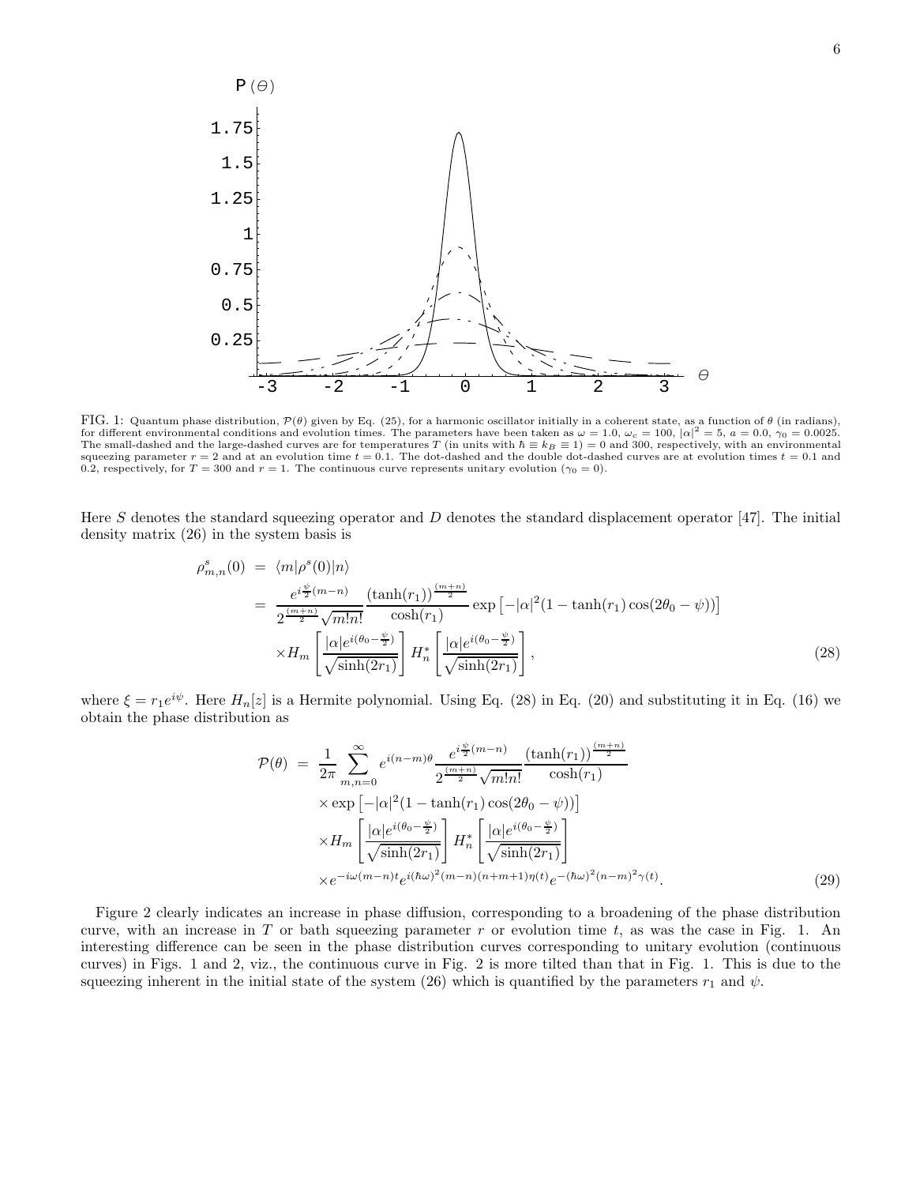FIG. 1: Quantum phase distribution, $\mathcal{P}(\theta)$ given by Eq. (25), for a harmonic oscillator initially in a coherent state, as a function of $\theta$ (in radians), for different environmental conditions and evolution times. The parameters have been taken as $\omega = 1.0$, $\omega_c = 100$, $|\alpha|^2 = 5$, $a = 0.0$, $\gamma_0 = 0.0025$. The small-dashed and the large-dashed curves are for temperatures $T$ (in units with $\hbar \equiv k_B \equiv 1$) = 0 and 300, respectively, with an environmental squeezing parameter $r = 2$ and at an evolution time $t = 0.1$. The dot-dashed and the double dot-dashed curves are at evolution times $t = 0.1$ and 0.2, respectively, for $T = 300$ and $r = 1$. The continuous curve represents unitary evolution ($\gamma_0 = 0$).

Here $S$ denotes the standard squeezing operator and $D$ denotes the standard displacement operator [47]. The initial density matrix (26) in the system basis is

$$
\begin{aligned}
\rho^s_{m,n}(0) &= \langle m|\rho^s(0)|n\rangle \\
&= \frac{e^{i\frac{\psi}{2}(m-n)}}{2^{\frac{(m+n)}{2}}\sqrt{m!n!}} \frac{(\tanh(r_1))^{\frac{(m+n)}{2}}}{\cosh(r_1)} \exp\left[-|\alpha|^2(1-\tanh(r_1)\cos(2\theta_0-\psi))\right] \\
&\quad \times H_m\left[\frac{|\alpha|e^{i(\theta_0-\frac{\psi}{2})}}{\sqrt{\sinh(2r_1)}}\right] H_n^*\left[\frac{|\alpha|e^{i(\theta_0-\frac{\psi}{2})}}{\sqrt{\sinh(2r_1)}}\right],
\end{aligned} \tag{28}
$$

where $\xi = r_1 e^{i\psi}$. Here $H_n[z]$ is a Hermite polynomial. Using Eq. (28) in Eq. (20) and substituting it in Eq. (16) we obtain the phase distribution as

$$
\begin{aligned}
\mathcal{P}(\theta) &= \frac{1}{2\pi}\sum_{m,n=0}^{\infty} e^{i(n-m)\theta} \frac{e^{i\frac{\psi}{2}(m-n)}}{2^{\frac{(m+n)}{2}}\sqrt{m!n!}} \frac{(\tanh(r_1))^{\frac{(m+n)}{2}}}{\cosh(r_1)} \\
&\quad \times \exp\left[-|\alpha|^2(1-\tanh(r_1)\cos(2\theta_0-\psi))\right] \\
&\quad \times H_m\left[\frac{|\alpha|e^{i(\theta_0-\frac{\psi}{2})}}{\sqrt{\sinh(2r_1)}}\right] H_n^*\left[\frac{|\alpha|e^{i(\theta_0-\frac{\psi}{2})}}{\sqrt{\sinh(2r_1)}}\right] \\
&\quad \times e^{-i\omega(m-n)t} e^{i(\hbar\omega)^2(m-n)(n+m+1)\eta(t)} e^{-(\hbar\omega)^2(n-m)^2\gamma(t)}.
\end{aligned} \tag{29}
$$

Figure 2 clearly indicates an increase in phase diffusion, corresponding to a broadening of the phase distribution curve, with an increase in $T$ or bath squeezing parameter $r$ or evolution time $t$, as was the case in Fig. 1. An interesting difference can be seen in the phase distribution curves corresponding to unitary evolution (continuous curves) in Figs. 1 and 2, viz., the continuous curve in Fig. 2 is more tilted than that in Fig. 1. This is due to the squeezing inherent in the initial state of the system (26) which is quantified by the parameters $r_1$ and $\psi$.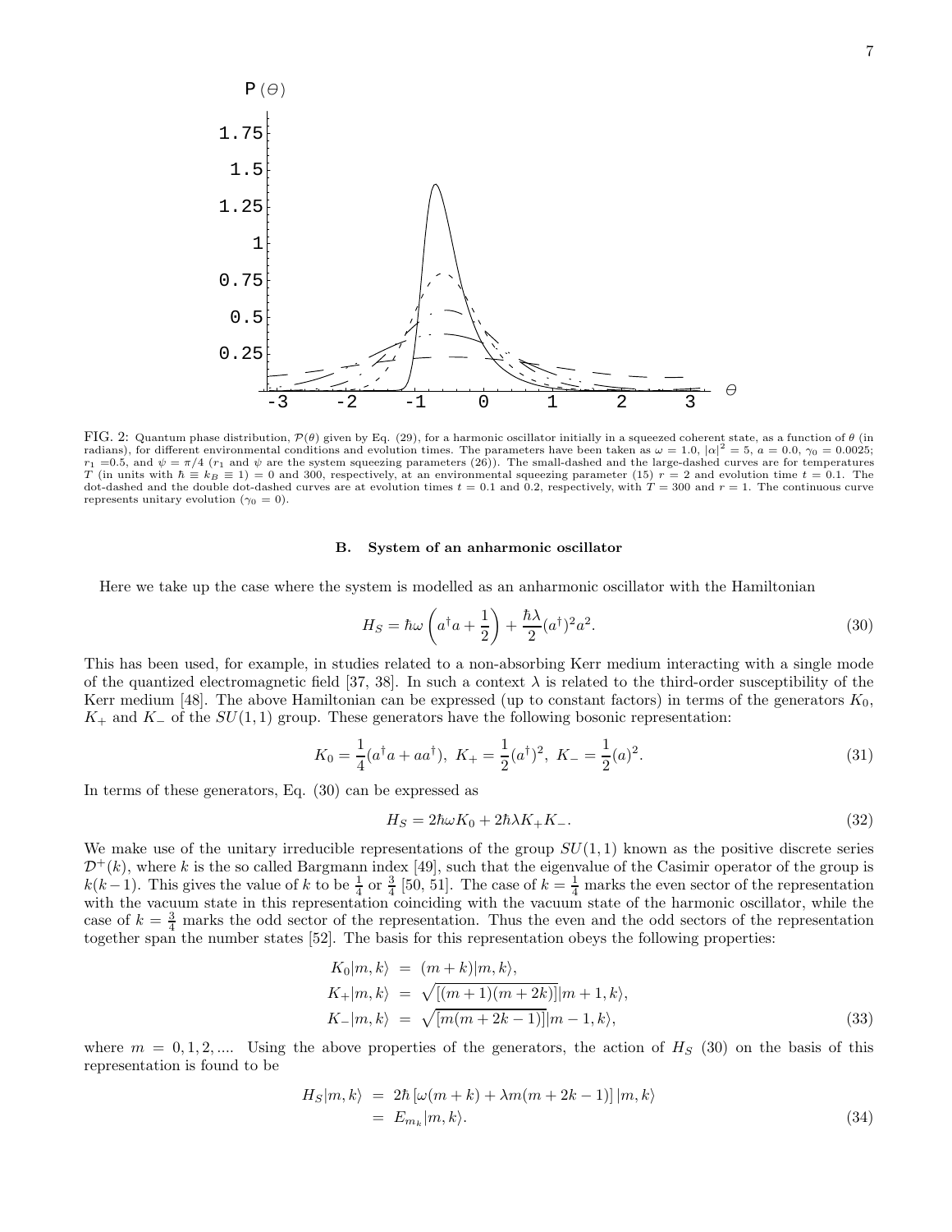FIG. 2: Quantum phase distribution, $\mathcal{P}(\theta)$ given by Eq. (29), for a harmonic oscillator initially in a squeezed coherent state, as a function of $\theta$ (in radians), for different environmental conditions and evolution times. The parameters have been taken as $\omega = 1.0$, $|\alpha|^2 = 5$, $a = 0.0$, $\gamma_0 = 0.0025$; $r_1 = 0.5$, and $\psi = \pi/4$ ($r_1$ and $\psi$ are the system squeezing parameters (26)). The small-dashed and the large-dashed curves are for temperatures $T$ (in units with $\hbar \equiv k_B \equiv 1$) = 0 and 300, respectively, at an environmental squeezing parameter (15) $r = 2$ and evolution time $t = 0.1$. The dot-dashed and the double dot-dashed curves are at evolution times $t = 0.1$ and 0.2, respectively, with $T = 300$ and $r = 1$. The continuous curve represents unitary evolution ($\gamma_0 = 0$).

### B. System of an anharmonic oscillator

Here we take up the case where the system is modelled as an anharmonic oscillator with the Hamiltonian

$$H_S = \hbar\omega\left(a^\dagger a + \frac{1}{2}\right) + \frac{\hbar\lambda}{2}(a^\dagger)^2 a^2. \tag{30}$$

This has been used, for example, in studies related to a non-absorbing Kerr medium interacting with a single mode of the quantized electromagnetic field [37, 38]. In such a context $\lambda$ is related to the third-order susceptibility of the Kerr medium [48]. The above Hamiltonian can be expressed (up to constant factors) in terms of the generators $K_0$, $K_+$ and $K_-$ of the $SU(1,1)$ group. These generators have the following bosonic representation:

$$K_0 = \frac{1}{4}(a^\dagger a + aa^\dagger),\ K_+ = \frac{1}{2}(a^\dagger)^2,\ K_- = \frac{1}{2}(a)^2. \tag{31}$$

In terms of these generators, Eq. (30) can be expressed as

$$H_S = 2\hbar\omega K_0 + 2\hbar\lambda K_+ K_-. \tag{32}$$

We make use of the unitary irreducible representations of the group $SU(1,1)$ known as the positive discrete series $\mathcal{D}^+(k)$, where $k$ is the so called Bargmann index [49], such that the eigenvalue of the Casimir operator of the group is $k(k-1)$. This gives the value of $k$ to be $\frac{1}{4}$ or $\frac{3}{4}$ [50, 51]. The case of $k = \frac{1}{4}$ marks the even sector of the representation with the vacuum state in this representation coinciding with the vacuum state of the harmonic oscillator, while the case of $k = \frac{3}{4}$ marks the odd sector of the representation. Thus the even and the odd sectors of the representation together span the number states [52]. The basis for this representation obeys the following properties:

$$\begin{aligned}
K_0|m,k\rangle &= (m+k)|m,k\rangle, \\
K_+|m,k\rangle &= \sqrt{[(m+1)(m+2k)]}|m+1,k\rangle, \\
K_-|m,k\rangle &= \sqrt{[m(m+2k-1)]}|m-1,k\rangle,
\end{aligned} \tag{33}$$

where $m = 0, 1, 2, \ldots$. Using the above properties of the generators, the action of $H_S$ (30) on the basis of this representation is found to be

$$\begin{aligned}
H_S|m,k\rangle &= 2\hbar\left[\omega(m+k) + \lambda m(m+2k-1)\right]|m,k\rangle \\
&= E_{m_k}|m,k\rangle.
\end{aligned} \tag{34}$$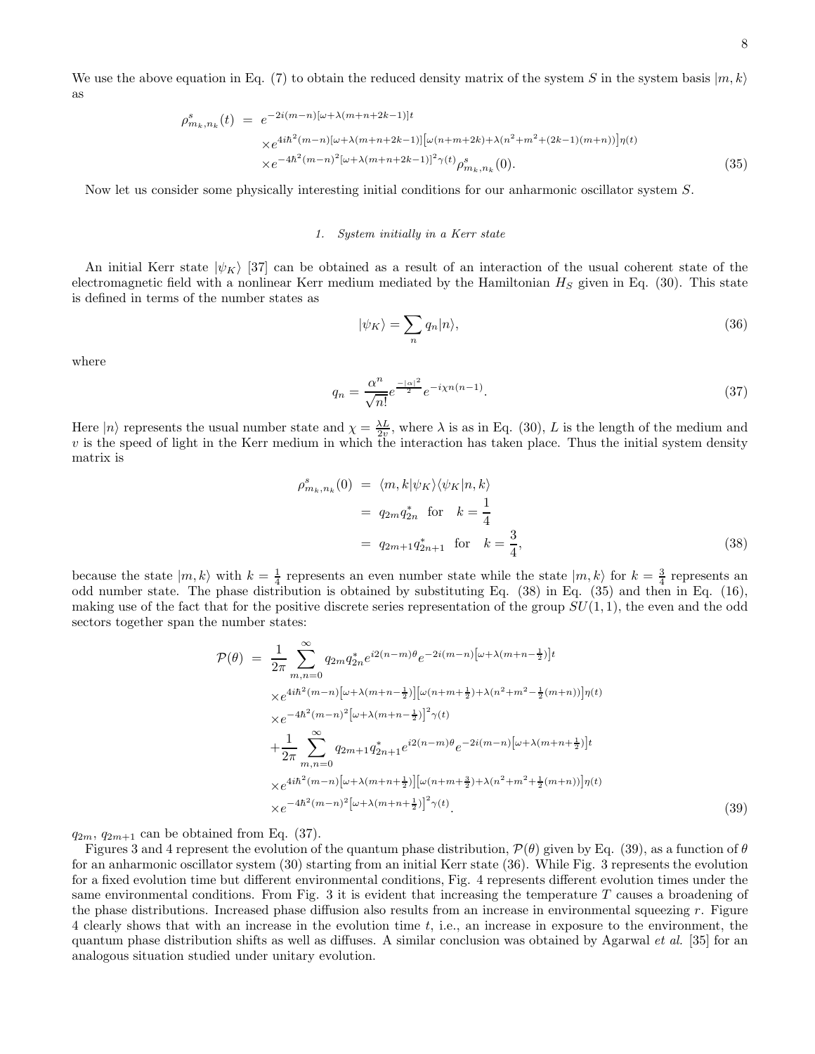We use the above equation in Eq. (7) to obtain the reduced density matrix of the system $S$ in the system basis $|m,k\rangle$ as

$$
\begin{aligned}
\rho^s_{m_k,n_k}(t) &= e^{-2i(m-n)[\omega+\lambda(m+n+2k-1)]t} \\
&\times e^{4i\hbar^2(m-n)[\omega+\lambda(m+n+2k-1)]\left[\omega(n+m+2k)+\lambda(n^2+m^2+(2k-1)(m+n))\right]\eta(t)} \\
&\times e^{-4\hbar^2(m-n)^2[\omega+\lambda(m+n+2k-1)]^2\gamma(t)}\rho^s_{m_k,n_k}(0). \qquad (35)
\end{aligned}
$$

Now let us consider some physically interesting initial conditions for our anharmonic oscillator system $S$.

### 1. System initially in a Kerr state

An initial Kerr state $|\psi_K\rangle$ [37] can be obtained as a result of an interaction of the usual coherent state of the electromagnetic field with a nonlinear Kerr medium mediated by the Hamiltonian $H_S$ given in Eq. (30). This state is defined in terms of the number states as

$$
|\psi_K\rangle = \sum_n q_n |n\rangle, \qquad (36)
$$

where

$$
q_n = \frac{\alpha^n}{\sqrt{n!}} e^{\frac{-|\alpha|^2}{2}} e^{-i\chi n(n-1)}. \qquad (37)
$$

Here $|n\rangle$ represents the usual number state and $\chi = \frac{\lambda L}{2v}$, where $\lambda$ is as in Eq. (30), $L$ is the length of the medium and $v$ is the speed of light in the Kerr medium in which the interaction has taken place. Thus the initial system density matrix is

$$
\begin{aligned}
\rho^s_{m_k,n_k}(0) &= \langle m,k|\psi_K\rangle\langle\psi_K|n,k\rangle \\
&= q_{2m}q^*_{2n} \quad \text{for} \quad k=\frac{1}{4} \\
&= q_{2m+1}q^*_{2n+1} \quad \text{for} \quad k=\frac{3}{4}, \qquad (38)
\end{aligned}
$$

because the state $|m,k\rangle$ with $k=\frac{1}{4}$ represents an even number state while the state $|m,k\rangle$ for $k=\frac{3}{4}$ represents an odd number state. The phase distribution is obtained by substituting Eq. (38) in Eq. (35) and then in Eq. (16), making use of the fact that for the positive discrete series representation of the group $SU(1,1)$, the even and the odd sectors together span the number states:

$$
\begin{aligned}
\mathcal{P}(\theta) &= \frac{1}{2\pi}\sum_{m,n=0}^{\infty} q_{2m}q^*_{2n} e^{i2(n-m)\theta} e^{-2i(m-n)\left[\omega+\lambda(m+n-\frac{1}{2})\right]t} \\
&\times e^{4i\hbar^2(m-n)\left[\omega+\lambda(m+n-\frac{1}{2})\right]\left[\omega(n+m+\frac{1}{2})+\lambda(n^2+m^2-\frac{1}{2}(m+n))\right]\eta(t)} \\
&\times e^{-4\hbar^2(m-n)^2\left[\omega+\lambda(m+n-\frac{1}{2})\right]^2\gamma(t)} \\
&+\frac{1}{2\pi}\sum_{m,n=0}^{\infty} q_{2m+1}q^*_{2n+1} e^{i2(n-m)\theta} e^{-2i(m-n)\left[\omega+\lambda(m+n+\frac{1}{2})\right]t} \\
&\times e^{4i\hbar^2(m-n)\left[\omega+\lambda(m+n+\frac{1}{2})\right]\left[\omega(n+m+\frac{3}{2})+\lambda(n^2+m^2+\frac{1}{2}(m+n))\right]\eta(t)} \\
&\times e^{-4\hbar^2(m-n)^2\left[\omega+\lambda(m+n+\frac{1}{2})\right]^2\gamma(t)}. \qquad (39)
\end{aligned}
$$

$q_{2m}$, $q_{2m+1}$ can be obtained from Eq. (37).

Figures 3 and 4 represent the evolution of the quantum phase distribution, $\mathcal{P}(\theta)$ given by Eq. (39), as a function of $\theta$ for an anharmonic oscillator system (30) starting from an initial Kerr state (36). While Fig. 3 represents the evolution for a fixed evolution time but different environmental conditions, Fig. 4 represents different evolution times under the same environmental conditions. From Fig. 3 it is evident that increasing the temperature $T$ causes a broadening of the phase distributions. Increased phase diffusion also results from an increase in environmental squeezing $r$. Figure 4 clearly shows that with an increase in the evolution time $t$, i.e., an increase in exposure to the environment, the quantum phase distribution shifts as well as diffuses. A similar conclusion was obtained by Agarwal *et al.* [35] for an analogous situation studied under unitary evolution.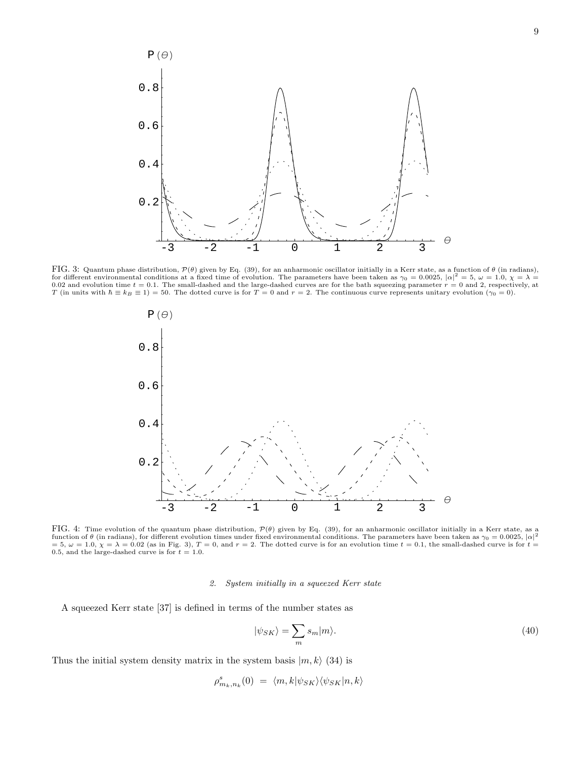FIG. 3: Quantum phase distribution, $\mathcal{P}(\theta)$ given by Eq. (39), for an anharmonic oscillator initially in a Kerr state, as a function of $\theta$ (in radians), for different environmental conditions at a fixed time of evolution. The parameters have been taken as $\gamma_0 = 0.0025$, $|\alpha|^2 = 5$, $\omega = 1.0$, $\chi = \lambda = 0.02$ and evolution time $t = 0.1$. The small-dashed and the large-dashed curves are for the bath squeezing parameter $r = 0$ and 2, respectively, at $T$ (in units with $\hbar \equiv k_B \equiv 1$) = 50. The dotted curve is for $T = 0$ and $r = 2$. The continuous curve represents unitary evolution ($\gamma_0 = 0$).

FIG. 4: Time evolution of the quantum phase distribution, $\mathcal{P}(\theta)$ given by Eq. (39), for an anharmonic oscillator initially in a Kerr state, as a function of $\theta$ (in radians), for different evolution times under fixed environmental conditions. The parameters have been taken as $\gamma_0 = 0.0025$, $|\alpha|^2 = 5$, $\omega = 1.0$, $\chi = \lambda = 0.02$ (as in Fig. 3), $T = 0$, and $r = 2$. The dotted curve is for an evolution time $t = 0.1$, the small-dashed curve is for $t = 0.5$, and the large-dashed curve is for $t = 1.0$.

#### 2. System initially in a squeezed Kerr state

A squeezed Kerr state [37] is defined in terms of the number states as

$$|\psi_{SK}\rangle = \sum_m s_m |m\rangle. \tag{40}$$

Thus the initial system density matrix in the system basis $|m, k\rangle$ (34) is

$$\rho^s_{m_k,n_k}(0) \ = \ \langle m, k|\psi_{SK}\rangle\langle\psi_{SK}|n, k\rangle$$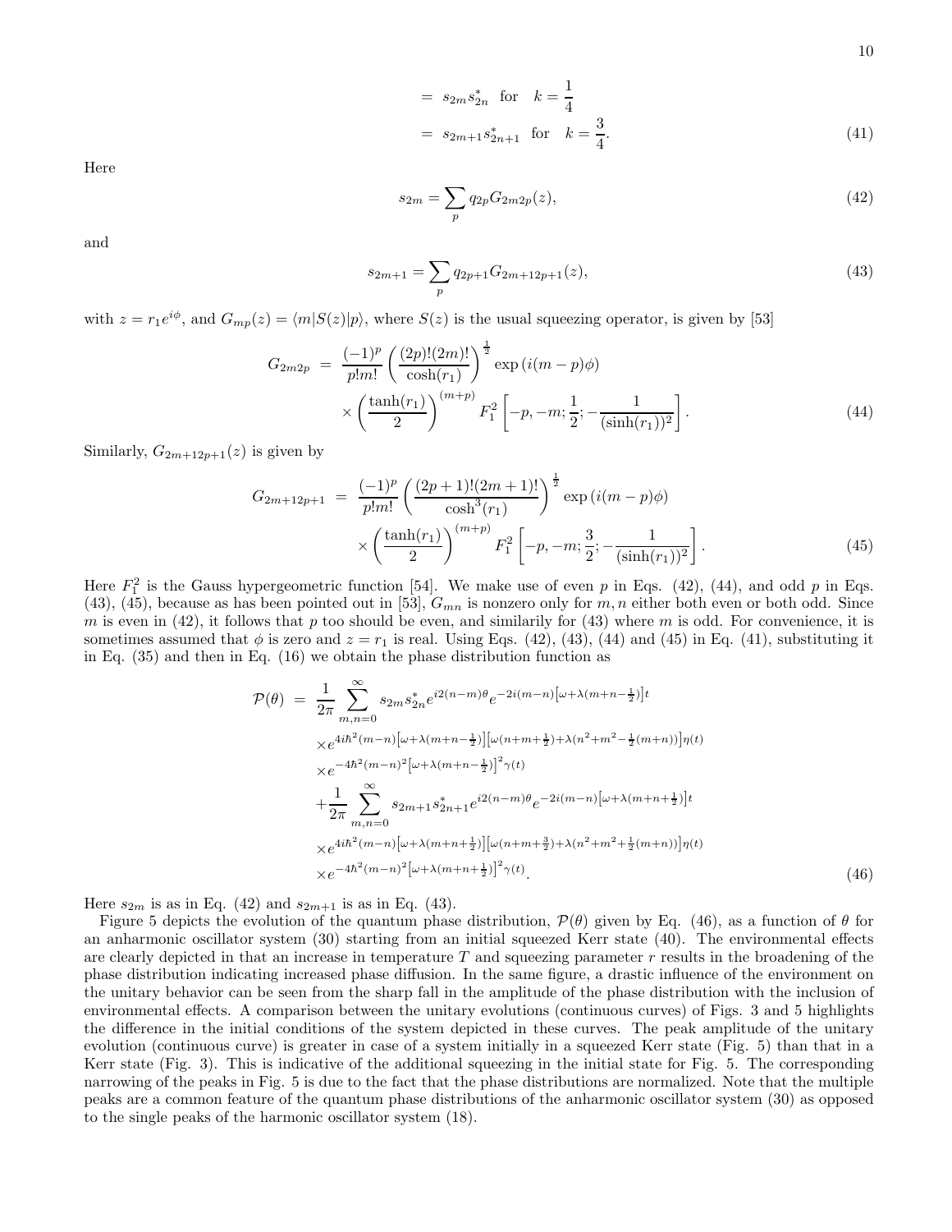$$
\begin{aligned}
&= s_{2m} s_{2n}^* \quad \text{for} \quad k = \frac{1}{4} \\
&= s_{2m+1} s_{2n+1}^* \quad \text{for} \quad k = \frac{3}{4}.
\end{aligned} \tag{41}
$$

Here

$$
s_{2m} = \sum_p q_{2p} G_{2m2p}(z), \tag{42}
$$

and

$$
s_{2m+1} = \sum_p q_{2p+1} G_{2m+12p+1}(z), \tag{43}
$$

with $z = r_1 e^{i\phi}$, and $G_{mp}(z) = \langle m|S(z)|p\rangle$, where $S(z)$ is the usual squeezing operator, is given by [53]

$$
\begin{aligned}
G_{2m2p} &= \frac{(-1)^p}{p!m!} \left( \frac{(2p)!(2m)!}{\cosh(r_1)} \right)^{\frac{1}{2}} \exp\left(i(m-p)\phi\right) \\
&\times \left( \frac{\tanh(r_1)}{2} \right)^{(m+p)} F_1^2 \left[ -p, -m; \frac{1}{2}; -\frac{1}{(\sinh(r_1))^2} \right].
\end{aligned} \tag{44}
$$

Similarly, $G_{2m+12p+1}(z)$ is given by

$$
\begin{aligned}
G_{2m+12p+1} &= \frac{(-1)^p}{p!m!} \left( \frac{(2p+1)!(2m+1)!}{\cosh^3(r_1)} \right)^{\frac{1}{2}} \exp\left(i(m-p)\phi\right) \\
&\times \left( \frac{\tanh(r_1)}{2} \right)^{(m+p)} F_1^2 \left[ -p, -m; \frac{3}{2}; -\frac{1}{(\sinh(r_1))^2} \right].
\end{aligned} \tag{45}
$$

Here $F_1^2$ is the Gauss hypergeometric function [54]. We make use of even $p$ in Eqs. (42), (44), and odd $p$ in Eqs. (43), (45), because as has been pointed out in [53], $G_{mn}$ is nonzero only for $m, n$ either both even or both odd. Since $m$ is even in (42), it follows that $p$ too should be even, and similarily for (43) where $m$ is odd. For convenience, it is sometimes assumed that $\phi$ is zero and $z = r_1$ is real. Using Eqs. (42), (43), (44) and (45) in Eq. (41), substituting it in Eq. (35) and then in Eq. (16) we obtain the phase distribution function as

$$
\begin{aligned}
\mathcal{P}(\theta) &= \frac{1}{2\pi} \sum_{m,n=0}^{\infty} s_{2m} s_{2n}^* e^{i2(n-m)\theta} e^{-2i(m-n)\left[\omega + \lambda(m+n-\frac{1}{2})\right]t} \\
&\times e^{4i\hbar^2(m-n)\left[\omega + \lambda(m+n-\frac{1}{2})\right]\left[\omega(n+m+\frac{1}{2}) + \lambda(n^2+m^2-\frac{1}{2}(m+n))\right]\eta(t)} \\
&\times e^{-4\hbar^2(m-n)^2\left[\omega + \lambda(m+n-\frac{1}{2})\right]^2\gamma(t)} \\
&+ \frac{1}{2\pi} \sum_{m,n=0}^{\infty} s_{2m+1} s_{2n+1}^* e^{i2(n-m)\theta} e^{-2i(m-n)\left[\omega + \lambda(m+n+\frac{1}{2})\right]t} \\
&\times e^{4i\hbar^2(m-n)\left[\omega + \lambda(m+n+\frac{1}{2})\right]\left[\omega(n+m+\frac{3}{2}) + \lambda(n^2+m^2+\frac{1}{2}(m+n))\right]\eta(t)} \\
&\times e^{-4\hbar^2(m-n)^2\left[\omega + \lambda(m+n+\frac{1}{2})\right]^2\gamma(t)}.
\end{aligned} \tag{46}
$$

Here $s_{2m}$ is as in Eq. (42) and $s_{2m+1}$ is as in Eq. (43).

Figure 5 depicts the evolution of the quantum phase distribution, $\mathcal{P}(\theta)$ given by Eq. (46), as a function of $\theta$ for an anharmonic oscillator system (30) starting from an initial squeezed Kerr state (40). The environmental effects are clearly depicted in that an increase in temperature $T$ and squeezing parameter $r$ results in the broadening of the phase distribution indicating increased phase diffusion. In the same figure, a drastic influence of the environment on the unitary behavior can be seen from the sharp fall in the amplitude of the phase distribution with the inclusion of environmental effects. A comparison between the unitary evolutions (continuous curves) of Figs. 3 and 5 highlights the difference in the initial conditions of the system depicted in these curves. The peak amplitude of the unitary evolution (continuous curve) is greater in case of a system initially in a squeezed Kerr state (Fig. 5) than that in a Kerr state (Fig. 3). This is indicative of the additional squeezing in the initial state for Fig. 5. The corresponding narrowing of the peaks in Fig. 5 is due to the fact that the phase distributions are normalized. Note that the multiple peaks are a common feature of the quantum phase distributions of the anharmonic oscillator system (30) as opposed to the single peaks of the harmonic oscillator system (18).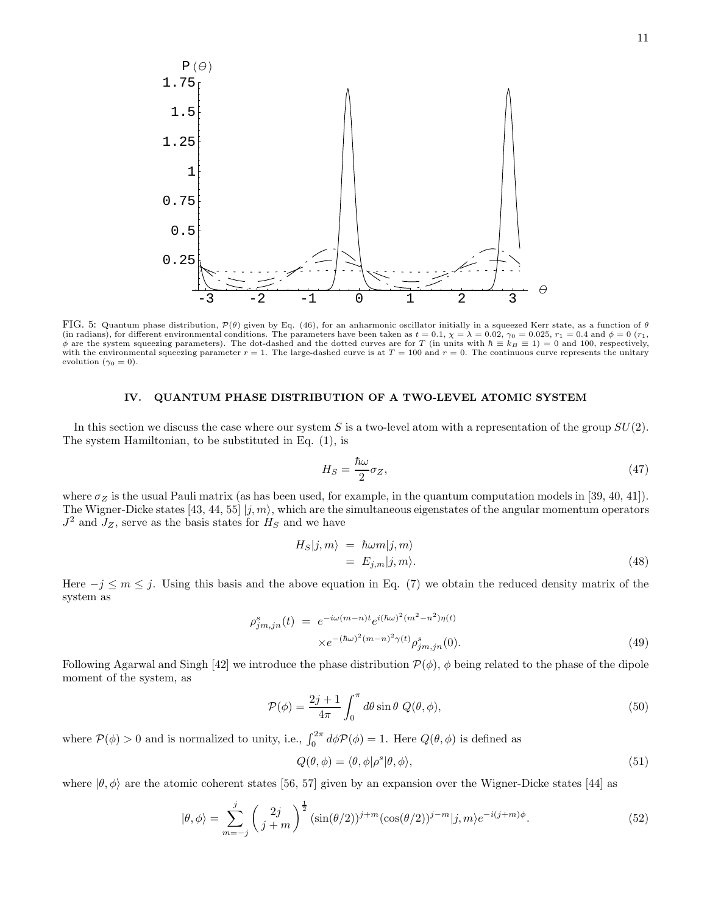FIG. 5: Quantum phase distribution, $\mathcal{P}(\theta)$ given by Eq. (46), for an anharmonic oscillator initially in a squeezed Kerr state, as a function of $\theta$ (in radians), for different environmental conditions. The parameters have been taken as $t = 0.1$, $\chi = \lambda = 0.02$, $\gamma_0 = 0.025$, $r_1 = 0.4$ and $\phi = 0$ ($r_1$, $\phi$ are the system squeezing parameters). The dot-dashed and the dotted curves are for $T$ (in units with $\hbar \equiv k_B \equiv 1$) $= 0$ and 100, respectively, with the environmental squeezing parameter $r = 1$. The large-dashed curve is at $T = 100$ and $r = 0$. The continuous curve represents the unitary evolution ($\gamma_0 = 0$).

## IV. QUANTUM PHASE DISTRIBUTION OF A TWO-LEVEL ATOMIC SYSTEM

In this section we discuss the case where our system $S$ is a two-level atom with a representation of the group $SU(2)$. The system Hamiltonian, to be substituted in Eq. (1), is

$$H_S = \frac{\hbar\omega}{2}\sigma_Z, \tag{47}$$

where $\sigma_Z$ is the usual Pauli matrix (as has been used, for example, in the quantum computation models in [39, 40, 41]). The Wigner-Dicke states [43, 44, 55] $|j, m\rangle$, which are the simultaneous eigenstates of the angular momentum operators $J^2$ and $J_Z$, serve as the basis states for $H_S$ and we have

$$\begin{aligned} H_S|j, m\rangle &= \hbar\omega m|j, m\rangle \\ &= E_{j,m}|j, m\rangle. \end{aligned} \tag{48}$$

Here $-j \leq m \leq j$. Using this basis and the above equation in Eq. (7) we obtain the reduced density matrix of the system as

$$\begin{aligned} \rho^s_{jm,jn}(t) &= e^{-i\omega(m-n)t} e^{i(\hbar\omega)^2(m^2-n^2)\eta(t)} \\ &\quad \times e^{-(\hbar\omega)^2(m-n)^2\gamma(t)} \rho^s_{jm,jn}(0). \end{aligned} \tag{49}$$

Following Agarwal and Singh [42] we introduce the phase distribution $\mathcal{P}(\phi)$, $\phi$ being related to the phase of the dipole moment of the system, as

$$\mathcal{P}(\phi) = \frac{2j+1}{4\pi} \int_0^{\pi} d\theta \sin\theta \; Q(\theta, \phi), \tag{50}$$

where $\mathcal{P}(\phi) > 0$ and is normalized to unity, i.e., $\int_0^{2\pi} d\phi \mathcal{P}(\phi) = 1$. Here $Q(\theta, \phi)$ is defined as

$$Q(\theta, \phi) = \langle\theta, \phi|\rho^s|\theta, \phi\rangle, \tag{51}$$

where $|\theta, \phi\rangle$ are the atomic coherent states [56, 57] given by an expansion over the Wigner-Dicke states [44] as

$$|\theta, \phi\rangle = \sum_{m=-j}^{j} \begin{pmatrix} 2j \\ j+m \end{pmatrix}^{\frac{1}{2}} (\sin(\theta/2))^{j+m} (\cos(\theta/2))^{j-m} |j, m\rangle e^{-i(j+m)\phi}. \tag{52}$$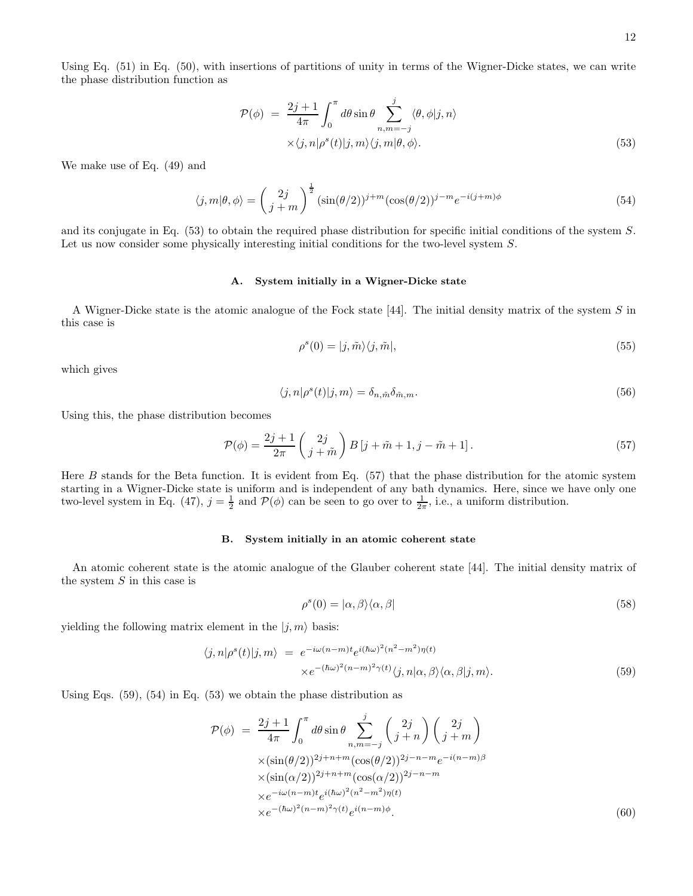Using Eq. (51) in Eq. (50), with insertions of partitions of unity in terms of the Wigner-Dicke states, we can write the phase distribution function as

$$
\begin{aligned}
\mathcal{P}(\phi) &= \frac{2j+1}{4\pi} \int_0^{\pi} d\theta \sin\theta \sum_{n,m=-j}^{j} \langle \theta, \phi | j, n\rangle \\
&\quad \times \langle j, n | \rho^s(t) | j, m\rangle \langle j, m | \theta, \phi\rangle . 
\end{aligned} \tag{53}
$$

We make use of Eq. (49) and

$$
\langle j, m | \theta, \phi \rangle = \left( \begin{array}{c} 2j \\ j+m \end{array} \right)^{\frac{1}{2}} (\sin(\theta/2))^{j+m} (\cos(\theta/2))^{j-m} e^{-i(j+m)\phi} \tag{54}
$$

and its conjugate in Eq. (53) to obtain the required phase distribution for specific initial conditions of the system $S$. Let us now consider some physically interesting initial conditions for the two-level system $S$.

### A. System initially in a Wigner-Dicke state

A Wigner-Dicke state is the atomic analogue of the Fock state [44]. The initial density matrix of the system $S$ in this case is

$$
\rho^s(0) = |j, \tilde{m}\rangle\langle j, \tilde{m}|, \tag{55}
$$

which gives

$$
\langle j, n | \rho^s(t) | j, m \rangle = \delta_{n,\tilde{m}} \delta_{\tilde{m},m}. \tag{56}
$$

Using this, the phase distribution becomes

$$
\mathcal{P}(\phi) = \frac{2j+1}{2\pi} \left( \begin{array}{c} 2j \\ j+\tilde{m} \end{array} \right) B\left[j+\tilde{m}+1, j-\tilde{m}+1\right]. \tag{57}
$$

Here $B$ stands for the Beta function. It is evident from Eq. (57) that the phase distribution for the atomic system starting in a Wigner-Dicke state is uniform and is independent of any bath dynamics. Here, since we have only one two-level system in Eq. (47), $j = \frac{1}{2}$ and $\mathcal{P}(\phi)$ can be seen to go over to $\frac{1}{2\pi}$, i.e., a uniform distribution.

### B. System initially in an atomic coherent state

An atomic coherent state is the atomic analogue of the Glauber coherent state [44]. The initial density matrix of the system $S$ in this case is

$$
\rho^s(0) = |\alpha, \beta\rangle\langle \alpha, \beta| \tag{58}
$$

yielding the following matrix element in the $|j, m\rangle$ basis:

$$
\begin{aligned}
\langle j, n | \rho^s(t) | j, m \rangle &= e^{-i\omega(n-m)t} e^{i(\hbar\omega)^2 (n^2-m^2)\eta(t)} \\
&\quad \times e^{-(\hbar\omega)^2 (n-m)^2 \gamma(t)} \langle j, n | \alpha, \beta\rangle \langle \alpha, \beta | j, m\rangle. 
\end{aligned} \tag{59}
$$

Using Eqs. (59), (54) in Eq. (53) we obtain the phase distribution as

$$
\begin{aligned}
\mathcal{P}(\phi) &= \frac{2j+1}{4\pi} \int_0^{\pi} d\theta \sin\theta \sum_{n,m=-j}^{j} \left( \begin{array}{c} 2j \\ j+n \end{array} \right) \left( \begin{array}{c} 2j \\ j+m \end{array} \right) \\
&\quad \times (\sin(\theta/2))^{2j+n+m} (\cos(\theta/2))^{2j-n-m} e^{-i(n-m)\beta} \\
&\quad \times (\sin(\alpha/2))^{2j+n+m} (\cos(\alpha/2))^{2j-n-m} \\
&\quad \times e^{-i\omega(n-m)t} e^{i(\hbar\omega)^2 (n^2-m^2)\eta(t)} \\
&\quad \times e^{-(\hbar\omega)^2 (n-m)^2 \gamma(t)} e^{i(n-m)\phi}. 
\end{aligned} \tag{60}
$$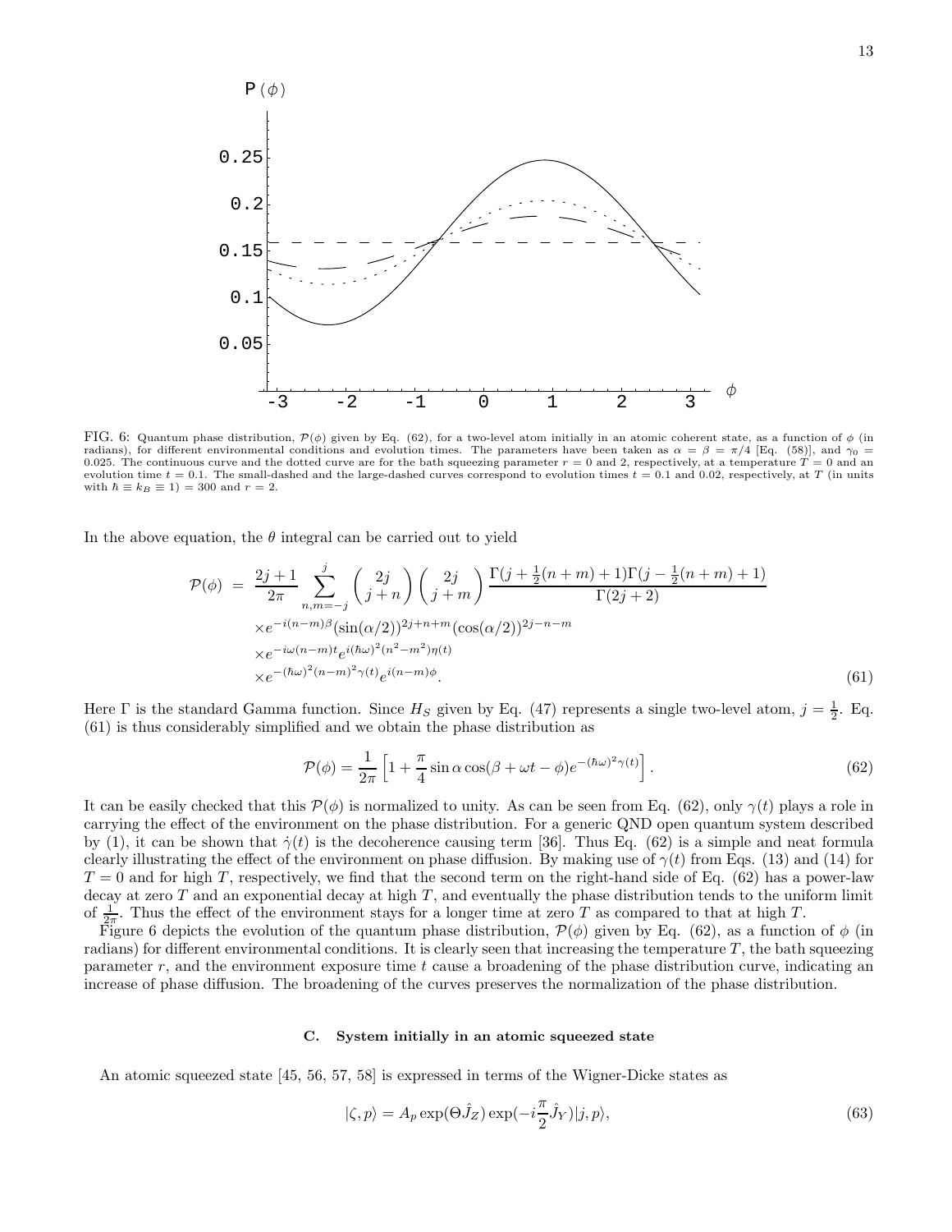FIG. 6: Quantum phase distribution, $\mathcal{P}(\phi)$ given by Eq. (62), for a two-level atom initially in an atomic coherent state, as a function of $\phi$ (in radians), for different environmental conditions and evolution times. The parameters have been taken as $\alpha = \beta = \pi/4$ [Eq. (58)], and $\gamma_0 = 0.025$. The continuous curve and the dotted curve are for the bath squeezing parameter $r = 0$ and 2, respectively, at a temperature $T = 0$ and an evolution time $t = 0.1$. The small-dashed and the large-dashed curves correspond to evolution times $t = 0.1$ and 0.02, respectively, at $T$ (in units with $\hbar \equiv k_B \equiv 1$) = 300 and $r = 2$.

In the above equation, the $\theta$ integral can be carried out to yield

$$
\begin{aligned}
\mathcal{P}(\phi) \; = \; & \frac{2j+1}{2\pi} \sum_{n,m=-j}^{j} \binom{2j}{j+n} \binom{2j}{j+m} \frac{\Gamma(j+\frac{1}{2}(n+m)+1)\Gamma(j-\frac{1}{2}(n+m)+1)}{\Gamma(2j+2)} \\
& \times e^{-i(n-m)\beta} (\sin(\alpha/2))^{2j+n+m} (\cos(\alpha/2))^{2j-n-m} \\
& \times e^{-i\omega(n-m)t} e^{i(\hbar\omega)^2(n^2-m^2)\eta(t)} \\
& \times e^{-(\hbar\omega)^2(n-m)^2\gamma(t)} e^{i(n-m)\phi}.
\end{aligned} \tag{61}
$$

Here $\Gamma$ is the standard Gamma function. Since $H_S$ given by Eq. (47) represents a single two-level atom, $j = \frac{1}{2}$. Eq. (61) is thus considerably simplified and we obtain the phase distribution as

$$
\mathcal{P}(\phi) = \frac{1}{2\pi} \left[ 1 + \frac{\pi}{4} \sin\alpha \cos(\beta + \omega t - \phi) e^{-(\hbar\omega)^2 \gamma(t)} \right]. \tag{62}
$$

It can be easily checked that this $\mathcal{P}(\phi)$ is normalized to unity. As can be seen from Eq. (62), only $\gamma(t)$ plays a role in carrying the effect of the environment on the phase distribution. For a generic QND open quantum system described by (1), it can be shown that $\dot{\gamma}(t)$ is the decoherence causing term [36]. Thus Eq. (62) is a simple and neat formula clearly illustrating the effect of the environment on phase diffusion. By making use of $\gamma(t)$ from Eqs. (13) and (14) for $T = 0$ and for high $T$, respectively, we find that the second term on the right-hand side of Eq. (62) has a power-law decay at zero $T$ and an exponential decay at high $T$, and eventually the phase distribution tends to the uniform limit of $\frac{1}{2\pi}$. Thus the effect of the environment stays for a longer time at zero $T$ as compared to that at high $T$.

Figure 6 depicts the evolution of the quantum phase distribution, $\mathcal{P}(\phi)$ given by Eq. (62), as a function of $\phi$ (in radians) for different environmental conditions. It is clearly seen that increasing the temperature $T$, the bath squeezing parameter $r$, and the environment exposure time $t$ cause a broadening of the phase distribution curve, indicating an increase of phase diffusion. The broadening of the curves preserves the normalization of the phase distribution.

### C. System initially in an atomic squeezed state

An atomic squeezed state [45, 56, 57, 58] is expressed in terms of the Wigner-Dicke states as

$$
|\zeta, p\rangle = A_p \exp(\Theta \hat{J}_Z) \exp(-i\frac{\pi}{2}\hat{J}_Y)|j, p\rangle, \tag{63}
$$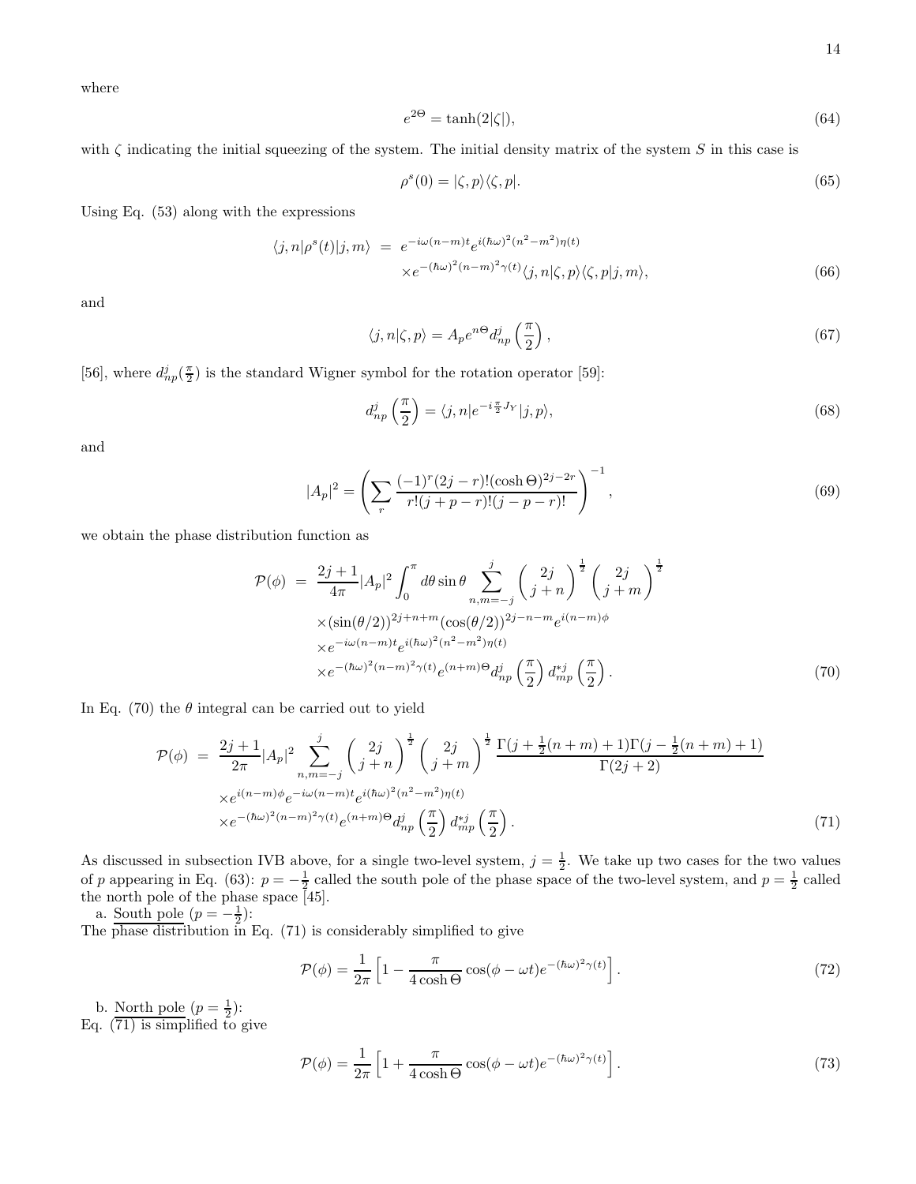where

$$e^{2\Theta} = \tanh(2|\zeta|), \tag{64}$$

with $\zeta$ indicating the initial squeezing of the system. The initial density matrix of the system $S$ in this case is

$$\rho^s(0) = |\zeta, p\rangle\langle\zeta, p|. \tag{65}$$

Using Eq. (53) along with the expressions

$$\begin{aligned}\langle j, n|\rho^s(t)|j, m\rangle &= e^{-i\omega(n-m)t} e^{i(\hbar\omega)^2(n^2-m^2)\eta(t)} \\ &\times e^{-(\hbar\omega)^2(n-m)^2\gamma(t)} \langle j, n|\zeta, p\rangle\langle\zeta, p|j, m\rangle,\end{aligned} \tag{66}$$

and

$$\langle j, n|\zeta, p\rangle = A_p e^{n\Theta} d^j_{np}\left(\frac{\pi}{2}\right), \tag{67}$$

[56], where $d^j_{np}(\frac{\pi}{2})$ is the standard Wigner symbol for the rotation operator [59]:

$$d^j_{np}\left(\frac{\pi}{2}\right) = \langle j, n|e^{-i\frac{\pi}{2}J_Y}|j, p\rangle, \tag{68}$$

and

$$|A_p|^2 = \left(\sum_r \frac{(-1)^r(2j-r)!(\cosh\Theta)^{2j-2r}}{r!(j+p-r)!(j-p-r)!}\right)^{-1}, \tag{69}$$

we obtain the phase distribution function as

$$\begin{aligned}\mathcal{P}(\phi) &= \frac{2j+1}{4\pi}|A_p|^2 \int_0^\pi d\theta \sin\theta \sum_{n,m=-j}^{j} \binom{2j}{j+n}^{\frac{1}{2}} \binom{2j}{j+m}^{\frac{1}{2}} \\ &\times (\sin(\theta/2))^{2j+n+m}(\cos(\theta/2))^{2j-n-m} e^{i(n-m)\phi} \\ &\times e^{-i\omega(n-m)t} e^{i(\hbar\omega)^2(n^2-m^2)\eta(t)} \\ &\times e^{-(\hbar\omega)^2(n-m)^2\gamma(t)} e^{(n+m)\Theta} d^j_{np}\left(\frac{\pi}{2}\right) d^{*j}_{mp}\left(\frac{\pi}{2}\right).\end{aligned} \tag{70}$$

In Eq. (70) the $\theta$ integral can be carried out to yield

$$\begin{aligned}\mathcal{P}(\phi) &= \frac{2j+1}{2\pi}|A_p|^2 \sum_{n,m=-j}^{j} \binom{2j}{j+n}^{\frac{1}{2}} \binom{2j}{j+m}^{\frac{1}{2}} \frac{\Gamma(j+\frac{1}{2}(n+m)+1)\Gamma(j-\frac{1}{2}(n+m)+1)}{\Gamma(2j+2)} \\ &\times e^{i(n-m)\phi} e^{-i\omega(n-m)t} e^{i(\hbar\omega)^2(n^2-m^2)\eta(t)} \\ &\times e^{-(\hbar\omega)^2(n-m)^2\gamma(t)} e^{(n+m)\Theta} d^j_{np}\left(\frac{\pi}{2}\right) d^{*j}_{mp}\left(\frac{\pi}{2}\right).\end{aligned} \tag{71}$$

As discussed in subsection IVB above, for a single two-level system, $j = \frac{1}{2}$. We take up two cases for the two values of $p$ appearing in Eq. (63): $p = -\frac{1}{2}$ called the south pole of the phase space of the two-level system, and $p = \frac{1}{2}$ called the north pole of the phase space [45].

a. South pole ($p = -\frac{1}{2}$):
The phase distribution in Eq. (71) is considerably simplified to give

$$\mathcal{P}(\phi) = \frac{1}{2\pi}\left[1 - \frac{\pi}{4\cosh\Theta}\cos(\phi - \omega t)e^{-(\hbar\omega)^2\gamma(t)}\right]. \tag{72}$$

b. North pole ($p = \frac{1}{2}$):
Eq. (71) is simplified to give

$$\mathcal{P}(\phi) = \frac{1}{2\pi}\left[1 + \frac{\pi}{4\cosh\Theta}\cos(\phi - \omega t)e^{-(\hbar\omega)^2\gamma(t)}\right]. \tag{73}$$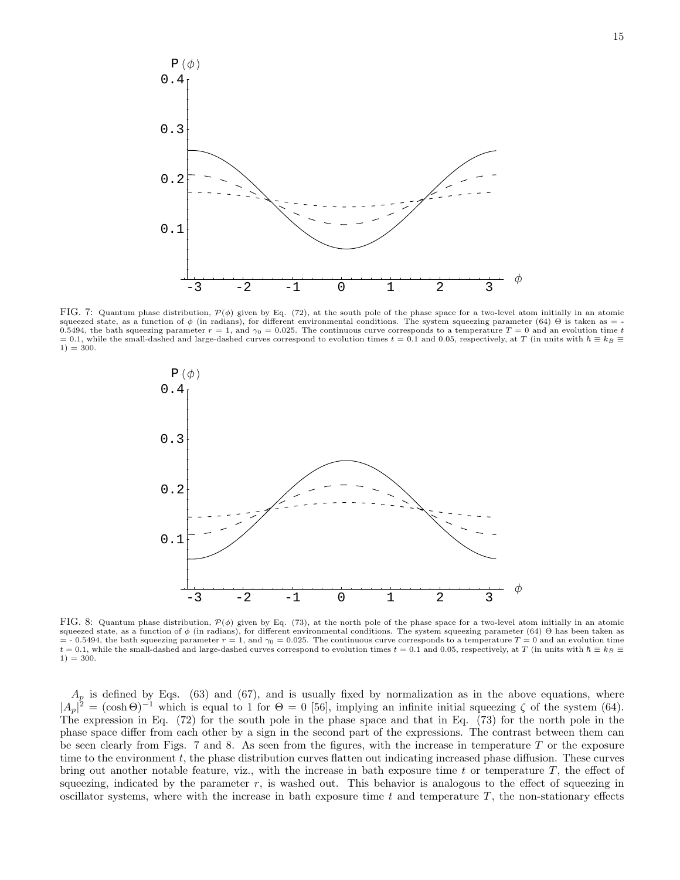FIG. 7: Quantum phase distribution, $\mathcal{P}(\phi)$ given by Eq. (72), at the south pole of the phase space for a two-level atom initially in an atomic squeezed state, as a function of $\phi$ (in radians), for different environmental conditions. The system squeezing parameter (64) $\Theta$ is taken as = - 0.5494, the bath squeezing parameter $r = 1$, and $\gamma_0 = 0.025$. The continuous curve corresponds to a temperature $T = 0$ and an evolution time $t = 0.1$, while the small-dashed and large-dashed curves correspond to evolution times $t = 0.1$ and 0.05, respectively, at $T$ (in units with $\hbar \equiv k_B \equiv 1$) = 300.

FIG. 8: Quantum phase distribution, $\mathcal{P}(\phi)$ given by Eq. (73), at the north pole of the phase space for a two-level atom initially in an atomic squeezed state, as a function of $\phi$ (in radians), for different environmental conditions. The system squeezing parameter (64) $\Theta$ has been taken as = - 0.5494, the bath squeezing parameter $r = 1$, and $\gamma_0 = 0.025$. The continuous curve corresponds to a temperature $T = 0$ and an evolution time $t = 0.1$, while the small-dashed and large-dashed curves correspond to evolution times $t = 0.1$ and 0.05, respectively, at $T$ (in units with $\hbar \equiv k_B \equiv 1$) = 300.

$A_p$ is defined by Eqs. (63) and (67), and is usually fixed by normalization as in the above equations, where $|A_p|^2 = (\cosh \Theta)^{-1}$ which is equal to 1 for $\Theta = 0$ [56], implying an infinite initial squeezing $\zeta$ of the system (64). The expression in Eq. (72) for the south pole in the phase space and that in Eq. (73) for the north pole in the phase space differ from each other by a sign in the second part of the expressions. The contrast between them can be seen clearly from Figs. 7 and 8. As seen from the figures, with the increase in temperature $T$ or the exposure time to the environment $t$, the phase distribution curves flatten out indicating increased phase diffusion. These curves bring out another notable feature, viz., with the increase in bath exposure time $t$ or temperature $T$, the effect of squeezing, indicated by the parameter $r$, is washed out. This behavior is analogous to the effect of squeezing in oscillator systems, where with the increase in bath exposure time $t$ and temperature $T$, the non-stationary effects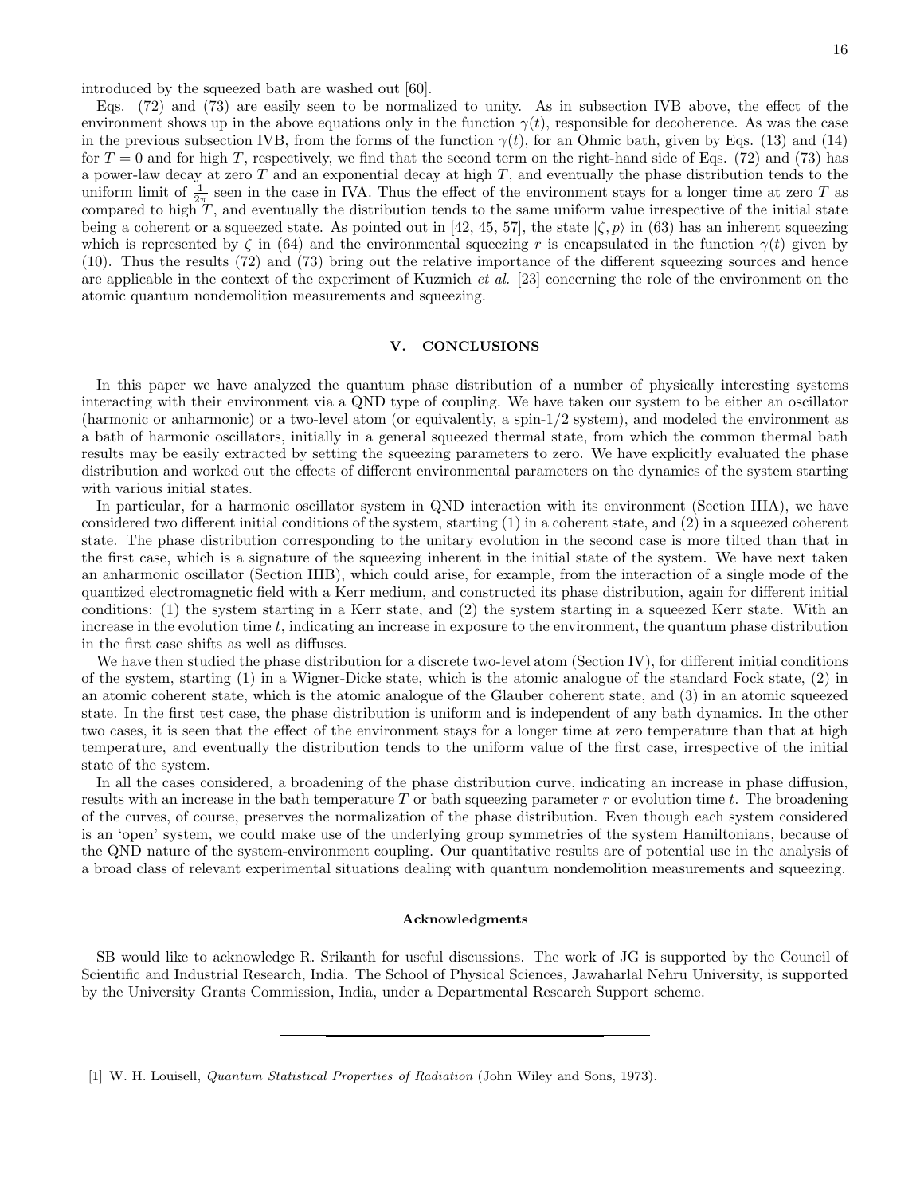introduced by the squeezed bath are washed out [60].

Eqs. (72) and (73) are easily seen to be normalized to unity. As in subsection IVB above, the effect of the environment shows up in the above equations only in the function $\gamma(t)$, responsible for decoherence. As was the case in the previous subsection IVB, from the forms of the function $\gamma(t)$, for an Ohmic bath, given by Eqs. (13) and (14) for $T = 0$ and for high $T$, respectively, we find that the second term on the right-hand side of Eqs. (72) and (73) has a power-law decay at zero $T$ and an exponential decay at high $T$, and eventually the phase distribution tends to the uniform limit of $\frac{1}{2\pi}$ seen in the case in IVA. Thus the effect of the environment stays for a longer time at zero $T$ as compared to high $T$, and eventually the distribution tends to the same uniform value irrespective of the initial state being a coherent or a squeezed state. As pointed out in [42, 45, 57], the state $|\zeta, p\rangle$ in (63) has an inherent squeezing which is represented by $\zeta$ in (64) and the environmental squeezing $r$ is encapsulated in the function $\gamma(t)$ given by (10). Thus the results (72) and (73) bring out the relative importance of the different squeezing sources and hence are applicable in the context of the experiment of Kuzmich *et al.* [23] concerning the role of the environment on the atomic quantum nondemolition measurements and squeezing.

## V. CONCLUSIONS

In this paper we have analyzed the quantum phase distribution of a number of physically interesting systems interacting with their environment via a QND type of coupling. We have taken our system to be either an oscillator (harmonic or anharmonic) or a two-level atom (or equivalently, a spin-1/2 system), and modeled the environment as a bath of harmonic oscillators, initially in a general squeezed thermal state, from which the common thermal bath results may be easily extracted by setting the squeezing parameters to zero. We have explicitly evaluated the phase distribution and worked out the effects of different environmental parameters on the dynamics of the system starting with various initial states.

In particular, for a harmonic oscillator system in QND interaction with its environment (Section IIIA), we have considered two different initial conditions of the system, starting (1) in a coherent state, and (2) in a squeezed coherent state. The phase distribution corresponding to the unitary evolution in the second case is more tilted than that in the first case, which is a signature of the squeezing inherent in the initial state of the system. We have next taken an anharmonic oscillator (Section IIIB), which could arise, for example, from the interaction of a single mode of the quantized electromagnetic field with a Kerr medium, and constructed its phase distribution, again for different initial conditions: (1) the system starting in a Kerr state, and (2) the system starting in a squeezed Kerr state. With an increase in the evolution time $t$, indicating an increase in exposure to the environment, the quantum phase distribution in the first case shifts as well as diffuses.

We have then studied the phase distribution for a discrete two-level atom (Section IV), for different initial conditions of the system, starting (1) in a Wigner-Dicke state, which is the atomic analogue of the standard Fock state, (2) in an atomic coherent state, which is the atomic analogue of the Glauber coherent state, and (3) in an atomic squeezed state. In the first test case, the phase distribution is uniform and is independent of any bath dynamics. In the other two cases, it is seen that the effect of the environment stays for a longer time at zero temperature than that at high temperature, and eventually the distribution tends to the uniform value of the first case, irrespective of the initial state of the system.

In all the cases considered, a broadening of the phase distribution curve, indicating an increase in phase diffusion, results with an increase in the bath temperature $T$ or bath squeezing parameter $r$ or evolution time $t$. The broadening of the curves, of course, preserves the normalization of the phase distribution. Even though each system considered is an 'open' system, we could make use of the underlying group symmetries of the system Hamiltonians, because of the QND nature of the system-environment coupling. Our quantitative results are of potential use in the analysis of a broad class of relevant experimental situations dealing with quantum nondemolition measurements and squeezing.

### Acknowledgments

SB would like to acknowledge R. Srikanth for useful discussions. The work of JG is supported by the Council of Scientific and Industrial Research, India. The School of Physical Sciences, Jawaharlal Nehru University, is supported by the University Grants Commission, India, under a Departmental Research Support scheme.

---

[1] W. H. Louisell, *Quantum Statistical Properties of Radiation* (John Wiley and Sons, 1973).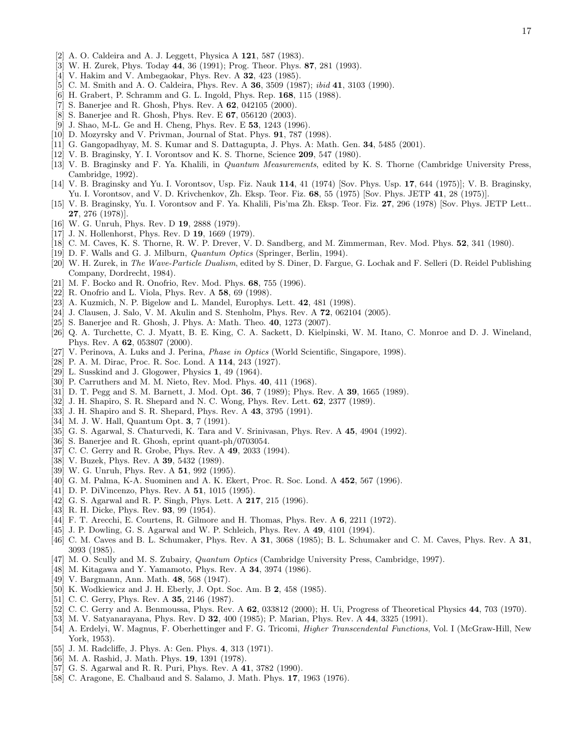[2] A. O. Caldeira and A. J. Leggett, Physica A **121**, 587 (1983).
[3] W. H. Zurek, Phys. Today **44**, 36 (1991); Prog. Theor. Phys. **87**, 281 (1993).
[4] V. Hakim and V. Ambegaokar, Phys. Rev. A **32**, 423 (1985).
[5] C. M. Smith and A. O. Caldeira, Phys. Rev. A **36**, 3509 (1987); *ibid* **41**, 3103 (1990).
[6] H. Grabert, P. Schramm and G. L. Ingold, Phys. Rep. **168**, 115 (1988).
[7] S. Banerjee and R. Ghosh, Phys. Rev. A **62**, 042105 (2000).
[8] S. Banerjee and R. Ghosh, Phys. Rev. E **67**, 056120 (2003).
[9] J. Shao, M-L. Ge and H. Cheng, Phys. Rev. E **53**, 1243 (1996).
[10] D. Mozyrsky and V. Privman, Journal of Stat. Phys. **91**, 787 (1998).
[11] G. Gangopadhyay, M. S. Kumar and S. Dattagupta, J. Phys. A: Math. Gen. **34**, 5485 (2001).
[12] V. B. Braginsky, Y. I. Vorontsov and K. S. Thorne, Science **209**, 547 (1980).
[13] V. B. Braginsky and F. Ya. Khalili, in *Quantum Measurements*, edited by K. S. Thorne (Cambridge University Press, Cambridge, 1992).
[14] V. B. Braginsky and Yu. I. Vorontsov, Usp. Fiz. Nauk **114**, 41 (1974) [Sov. Phys. Usp. **17**, 644 (1975)]; V. B. Braginsky, Yu. I. Vorontsov, and V. D. Krivchenkov, Zh. Eksp. Teor. Fiz. **68**, 55 (1975) [Sov. Phys. JETP **41**, 28 (1975)].
[15] V. B. Braginsky, Yu. I. Vorontsov and F. Ya. Khalili, Pis'ma Zh. Eksp. Teor. Fiz. **27**, 296 (1978) [Sov. Phys. JETP Lett.. **27**, 276 (1978)].
[16] W. G. Unruh, Phys. Rev. D **19**, 2888 (1979).
[17] J. N. Hollenhorst, Phys. Rev. D **19**, 1669 (1979).
[18] C. M. Caves, K. S. Thorne, R. W. P. Drever, V. D. Sandberg, and M. Zimmerman, Rev. Mod. Phys. **52**, 341 (1980).
[19] D. F. Walls and G. J. Milburn, *Quantum Optics* (Springer, Berlin, 1994).
[20] W. H. Zurek, in *The Wave-Particle Dualism*, edited by S. Diner, D. Fargue, G. Lochak and F. Selleri (D. Reidel Publishing Company, Dordrecht, 1984).
[21] M. F. Bocko and R. Onofrio, Rev. Mod. Phys. **68**, 755 (1996).
[22] R. Onofrio and L. Viola, Phys. Rev. A **58**, 69 (1998).
[23] A. Kuzmich, N. P. Bigelow and L. Mandel, Europhys. Lett. **42**, 481 (1998).
[24] J. Clausen, J. Salo, V. M. Akulin and S. Stenholm, Phys. Rev. A **72**, 062104 (2005).
[25] S. Banerjee and R. Ghosh, J. Phys. A: Math. Theo. **40**, 1273 (2007).
[26] Q. A. Turchette, C. J. Myatt, B. E. King, C. A. Sackett, D. Kielpinski, W. M. Itano, C. Monroe and D. J. Wineland, Phys. Rev. A **62**, 053807 (2000).
[27] V. Perinova, A. Luks and J. Perina, *Phase in Optics* (World Scientific, Singapore, 1998).
[28] P. A. M. Dirac, Proc. R. Soc. Lond. A **114**, 243 (1927).
[29] L. Susskind and J. Glogower, Physics **1**, 49 (1964).
[30] P. Carruthers and M. M. Nieto, Rev. Mod. Phys. **40**, 411 (1968).
[31] D. T. Pegg and S. M. Barnett, J. Mod. Opt. **36**, 7 (1989); Phys. Rev. A **39**, 1665 (1989).
[32] J. H. Shapiro, S. R. Shepard and N. C. Wong, Phys. Rev. Lett. **62**, 2377 (1989).
[33] J. H. Shapiro and S. R. Shepard, Phys. Rev. A **43**, 3795 (1991).
[34] M. J. W. Hall, Quantum Opt. **3**, 7 (1991).
[35] G. S. Agarwal, S. Chaturvedi, K. Tara and V. Srinivasan, Phys. Rev. A **45**, 4904 (1992).
[36] S. Banerjee and R. Ghosh, eprint quant-ph/0703054.
[37] C. C. Gerry and R. Grobe, Phys. Rev. A **49**, 2033 (1994).
[38] V. Buzek, Phys. Rev. A **39**, 5432 (1989).
[39] W. G. Unruh, Phys. Rev. A **51**, 992 (1995).
[40] G. M. Palma, K-A. Suominen and A. K. Ekert, Proc. R. Soc. Lond. A **452**, 567 (1996).
[41] D. P. DiVincenzo, Phys. Rev. A **51**, 1015 (1995).
[42] G. S. Agarwal and R. P. Singh, Phys. Lett. A **217**, 215 (1996).
[43] R. H. Dicke, Phys. Rev. **93**, 99 (1954).
[44] F. T. Arecchi, E. Courtens, R. Gilmore and H. Thomas, Phys. Rev. A **6**, 2211 (1972).
[45] J. P. Dowling, G. S. Agarwal and W. P. Schleich, Phys. Rev. A **49**, 4101 (1994).
[46] C. M. Caves and B. L. Schumaker, Phys. Rev. A **31**, 3068 (1985); B. L. Schumaker and C. M. Caves, Phys. Rev. A **31**, 3093 (1985).
[47] M. O. Scully and M. S. Zubairy, *Quantum Optics* (Cambridge University Press, Cambridge, 1997).
[48] M. Kitagawa and Y. Yamamoto, Phys. Rev. A **34**, 3974 (1986).
[49] V. Bargmann, Ann. Math. **48**, 568 (1947).
[50] K. Wodkiewicz and J. H. Eberly, J. Opt. Soc. Am. B **2**, 458 (1985).
[51] C. C. Gerry, Phys. Rev. A **35**, 2146 (1987).
[52] C. C. Gerry and A. Benmoussa, Phys. Rev. A **62**, 033812 (2000); H. Ui, Progress of Theoretical Physics **44**, 703 (1970).
[53] M. V. Satyanarayana, Phys. Rev. D **32**, 400 (1985); P. Marian, Phys. Rev. A **44**, 3325 (1991).
[54] A. Erdelyi, W. Magnus, F. Oberhettinger and F. G. Tricomi, *Higher Transcendental Functions*, Vol. I (McGraw-Hill, New York, 1953).
[55] J. M. Radcliffe, J. Phys. A: Gen. Phys. **4**, 313 (1971).
[56] M. A. Rashid, J. Math. Phys. **19**, 1391 (1978).
[57] G. S. Agarwal and R. R. Puri, Phys. Rev. A **41**, 3782 (1990).
[58] C. Aragone, E. Chalbaud and S. Salamo, J. Math. Phys. **17**, 1963 (1976).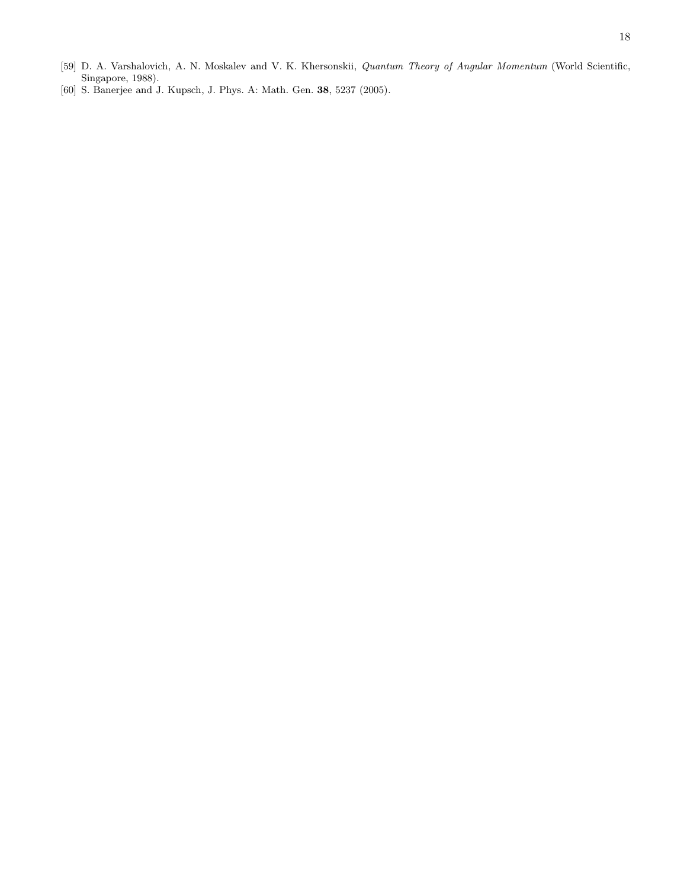[59] D. A. Varshalovich, A. N. Moskalev and V. K. Khersonskii, *Quantum Theory of Angular Momentum* (World Scientific, Singapore, 1988).

[60] S. Banerjee and J. Kupsch, J. Phys. A: Math. Gen. **38**, 5237 (2005).